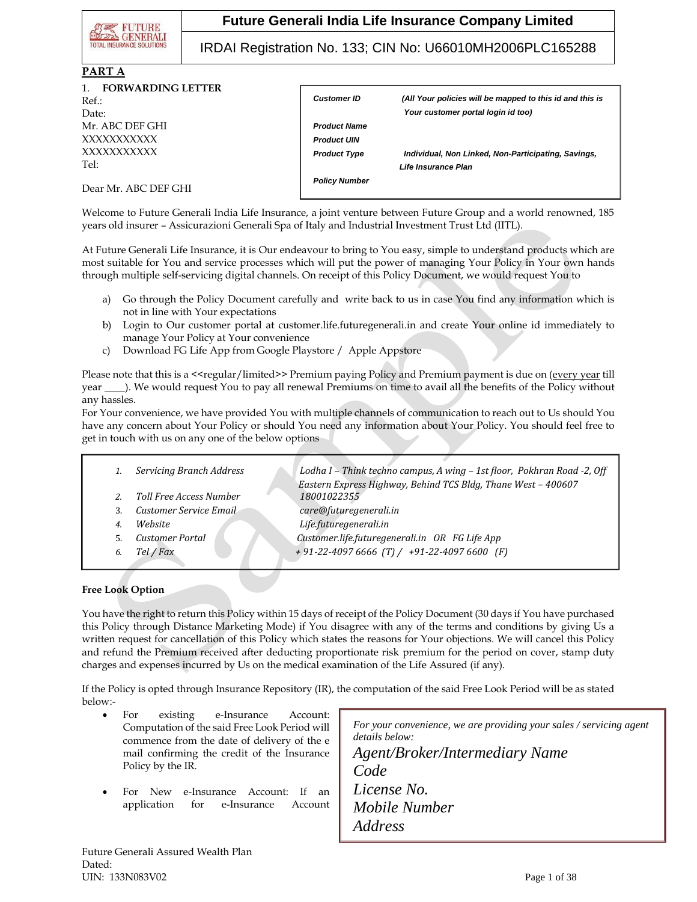# Future Generali India Life Insurance Company Limited

IRDAI Registration No. 133; CIN No: U66010MH2006PLC165288

## PART A

### 1. FORWARDING LETTER

Ref.:
Date:
Mr. ABC DEF GHI
XXXXXXXXXXX
XXXXXXXXXXX
Tel:

| | |
|---|---|
| ***Customer ID*** | ***(All Your policies will be mapped to this id and this is Your customer portal login id too)*** |
| ***Product Name*** | |
| ***Product UIN*** | |
| ***Product Type*** | ***Individual, Non Linked, Non-Participating, Savings, Life Insurance Plan*** |
| ***Policy Number*** | |

Dear Mr. ABC DEF GHI

Welcome to Future Generali India Life Insurance, a joint venture between Future Group and a world renowned, 185 years old insurer – Assicurazioni Generali Spa of Italy and Industrial Investment Trust Ltd (IITL).

At Future Generali Life Insurance, it is Our endeavour to bring to You easy, simple to understand products which are most suitable for You and service processes which will put the power of managing Your Policy in Your own hands through multiple self-servicing digital channels. On receipt of this Policy Document, we would request You to

a) Go through the Policy Document carefully and write back to us in case You find any information which is not in line with Your expectations
b) Login to Our customer portal at customer.life.futuregenerali.in and create Your online id immediately to manage Your Policy at Your convenience
c) Download FG Life App from Google Playstore / Apple Appstore

Please note that this is a <<regular/limited>> Premium paying Policy and Premium payment is due on (every year till year ____). We would request You to pay all renewal Premiums on time to avail all the benefits of the Policy without any hassles.
For Your convenience, we have provided You with multiple channels of communication to reach out to Us should You have any concern about Your Policy or should You need any information about Your Policy. You should feel free to get in touch with us on any one of the below options

| | | |
|---|---|---|
| 1. | *Servicing Branch Address* | *Lodha I – Think techno campus, A wing – 1st floor, Pokhran Road -2, Off Eastern Express Highway, Behind TCS Bldg, Thane West – 400607* |
| 2. | *Toll Free Access Number* | *18001022355* |
| 3. | *Customer Service Email* | *care@futuregenerali.in* |
| 4. | *Website* | *Life.futuregenerali.in* |
| 5. | *Customer Portal* | *Customer.life.futuregenerali.in OR FG Life App* |
| 6. | *Tel / Fax* | *+ 91-22-4097 6666 (T) / +91-22-4097 6600 (F)* |

**Free Look Option**

You have the right to return this Policy within 15 days of receipt of the Policy Document (30 days if You have purchased this Policy through Distance Marketing Mode) if You disagree with any of the terms and conditions by giving Us a written request for cancellation of this Policy which states the reasons for Your objections. We will cancel this Policy and refund the Premium received after deducting proportionate risk premium for the period on cover, stamp duty charges and expenses incurred by Us on the medical examination of the Life Assured (if any).

If the Policy is opted through Insurance Repository (IR), the computation of the said Free Look Period will be as stated below:-

- For existing e-Insurance Account: Computation of the said Free Look Period will commence from the date of delivery of the e mail confirming the credit of the Insurance Policy by the IR.
- For New e-Insurance Account: If an application for e-Insurance Account

*For your convenience, we are providing your sales / servicing agent details below:*
*Agent/Broker/Intermediary Name*
*Code*
*License No.*
*Mobile Number*
*Address*

Future Generali Assured Wealth Plan
Dated:
UIN: 133N083V02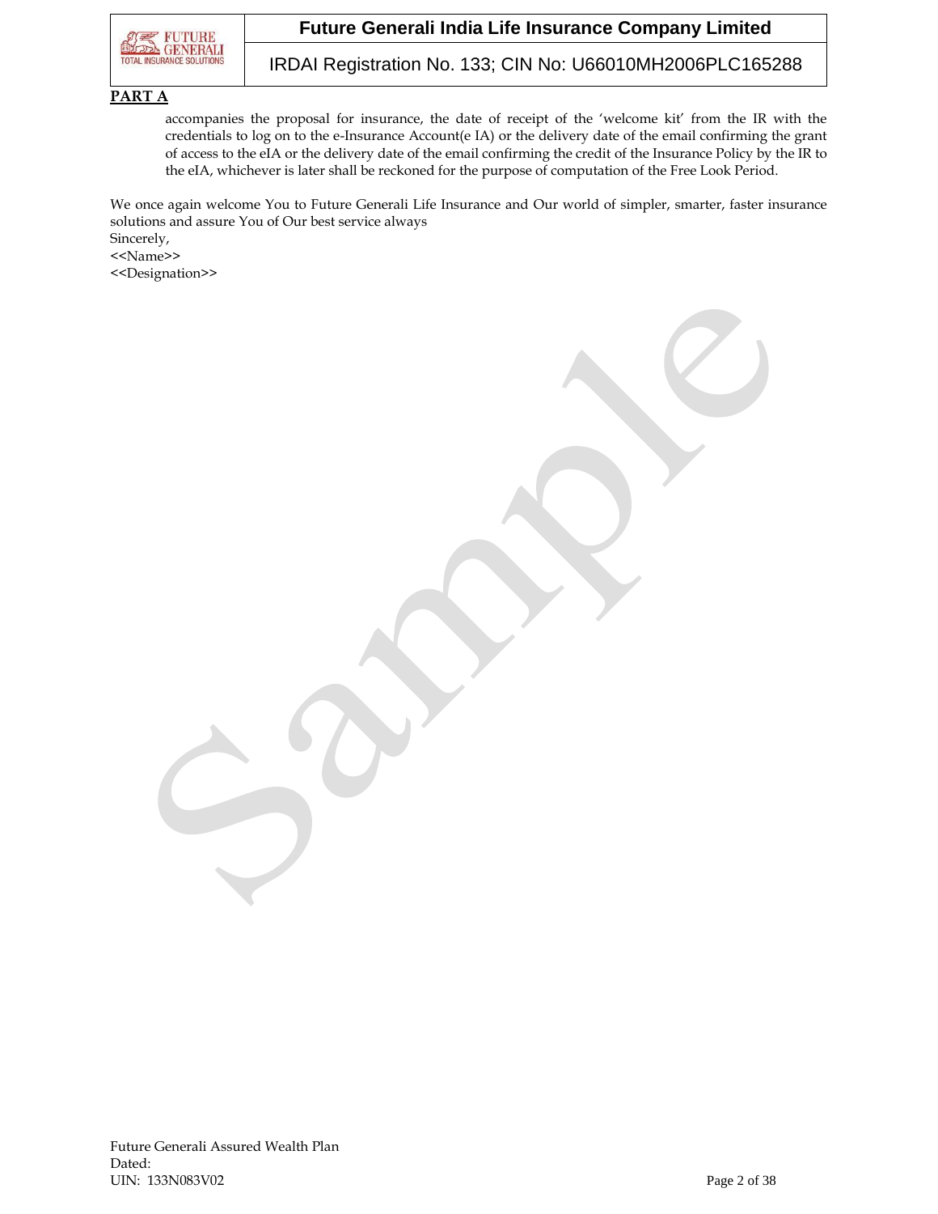**PART A**

accompanies the proposal for insurance, the date of receipt of the 'welcome kit' from the IR with the credentials to log on to the e-Insurance Account(e IA) or the delivery date of the email confirming the grant of access to the eIA or the delivery date of the email confirming the credit of the Insurance Policy by the IR to the eIA, whichever is later shall be reckoned for the purpose of computation of the Free Look Period.

We once again welcome You to Future Generali Life Insurance and Our world of simpler, smarter, faster insurance solutions and assure You of Our best service always

Sincerely,

<<Name>>

<<Designation>>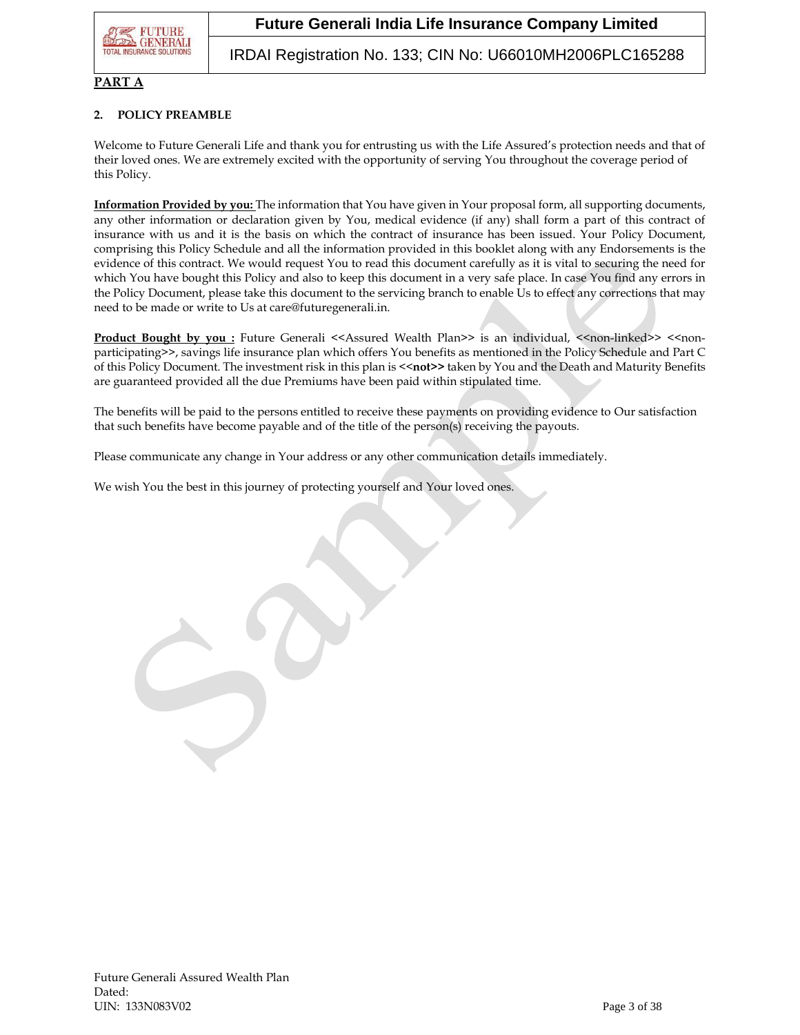**PART A**

## 2. POLICY PREAMBLE

Welcome to Future Generali Life and thank you for entrusting us with the Life Assured's protection needs and that of their loved ones. We are extremely excited with the opportunity of serving You throughout the coverage period of this Policy.

**Information Provided by you:** The information that You have given in Your proposal form, all supporting documents, any other information or declaration given by You, medical evidence (if any) shall form a part of this contract of insurance with us and it is the basis on which the contract of insurance has been issued. Your Policy Document, comprising this Policy Schedule and all the information provided in this booklet along with any Endorsements is the evidence of this contract. We would request You to read this document carefully as it is vital to securing the need for which You have bought this Policy and also to keep this document in a very safe place. In case You find any errors in the Policy Document, please take this document to the servicing branch to enable Us to effect any corrections that may need to be made or write to Us at care@futuregenerali.in.

**Product Bought by you :** Future Generali <<Assured Wealth Plan>> is an individual, <<non-linked>> <<non-participating>>, savings life insurance plan which offers You benefits as mentioned in the Policy Schedule and Part C of this Policy Document. The investment risk in this plan is **<<not>>** taken by You and the Death and Maturity Benefits are guaranteed provided all the due Premiums have been paid within stipulated time.

The benefits will be paid to the persons entitled to receive these payments on providing evidence to Our satisfaction that such benefits have become payable and of the title of the person(s) receiving the payouts.

Please communicate any change in Your address or any other communication details immediately.

We wish You the best in this journey of protecting yourself and Your loved ones.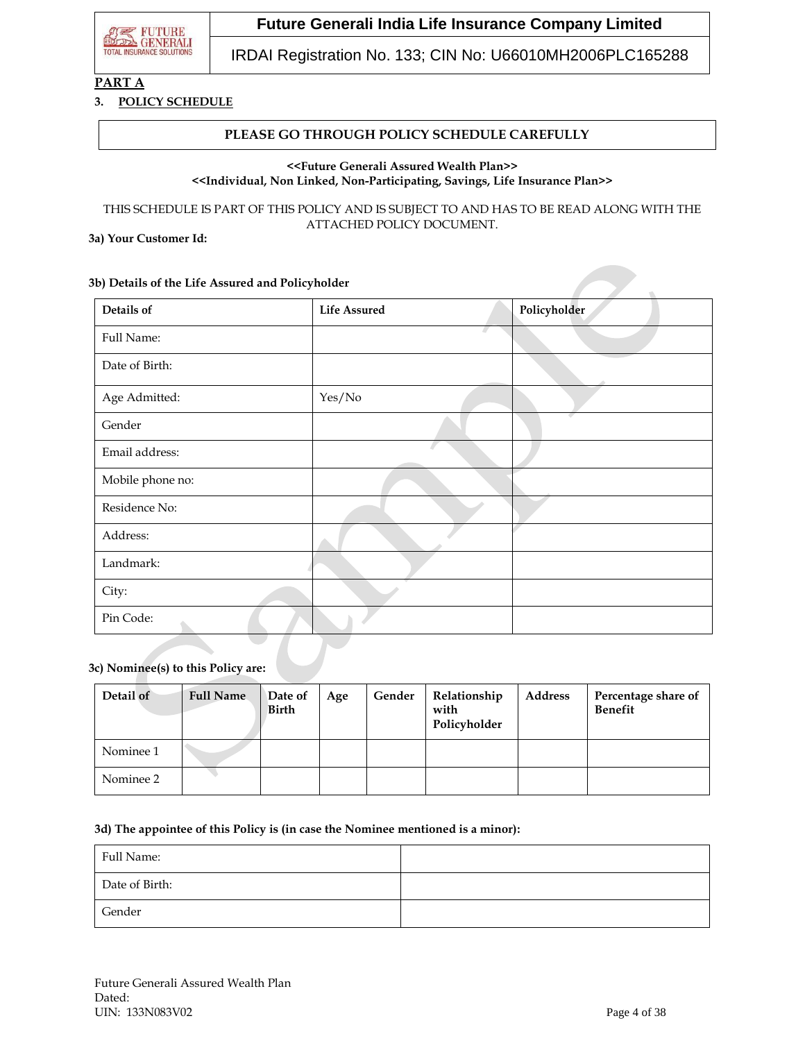**PART A**

**3. POLICY SCHEDULE**

**PLEASE GO THROUGH POLICY SCHEDULE CAREFULLY**

**<<Future Generali Assured Wealth Plan>>**
**<<Individual, Non Linked, Non-Participating, Savings, Life Insurance Plan>>**

THIS SCHEDULE IS PART OF THIS POLICY AND IS SUBJECT TO AND HAS TO BE READ ALONG WITH THE ATTACHED POLICY DOCUMENT.

**3a) Your Customer Id:**

**3b) Details of the Life Assured and Policyholder**

| **Details of** | **Life Assured** | **Policyholder** |
|---|---|---|
| Full Name: | | |
| Date of Birth: | | |
| Age Admitted: | Yes/No | |
| Gender | | |
| Email address: | | |
| Mobile phone no: | | |
| Residence No: | | |
| Address: | | |
| Landmark: | | |
| City: | | |
| Pin Code: | | |

**3c) Nominee(s) to this Policy are:**

| **Detail of** | **Full Name** | **Date of Birth** | **Age** | **Gender** | **Relationship with Policyholder** | **Address** | **Percentage share of Benefit** |
|---|---|---|---|---|---|---|---|
| Nominee 1 | | | | | | | |
| Nominee 2 | | | | | | | |

**3d) The appointee of this Policy is (in case the Nominee mentioned is a minor):**

| | |
|---|---|
| Full Name: | |
| Date of Birth: | |
| Gender | |

Future Generali Assured Wealth Plan
Dated:
UIN: 133N083V02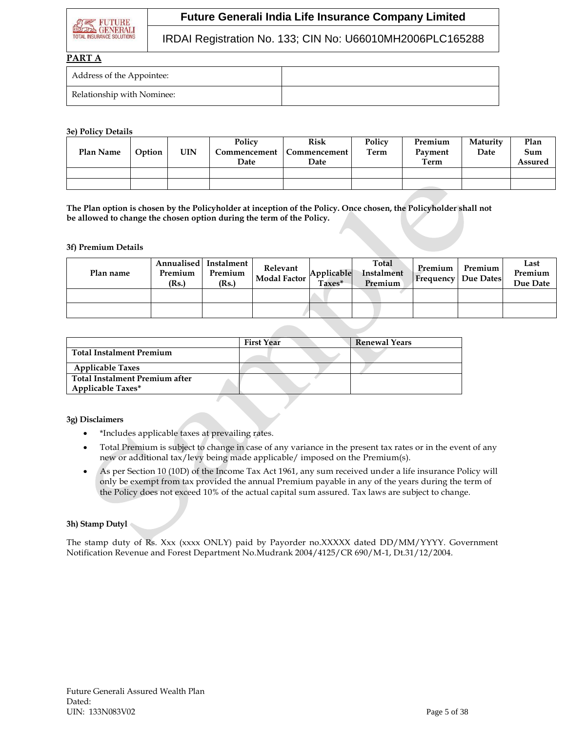**PART A**

| Address of the Appointee: | |
|---|---|
| Relationship with Nominee: | |

**3e) Policy Details**

| Plan Name | Option | UIN | Policy Commencement Date | Risk Commencement Date | Policy Term | Premium Payment Term | Maturity Date | Plan Sum Assured |
|---|---|---|---|---|---|---|---|---|
| | | | | | | | | |
| | | | | | | | | |

**The Plan option is chosen by the Policyholder at inception of the Policy. Once chosen, the Policyholder shall not be allowed to change the chosen option during the term of the Policy.**

**3f) Premium Details**

| Plan name | Annualised Premium (Rs.) | Instalment Premium (Rs.) | Relevant Modal Factor | Applicable Taxes* | Total Instalment Premium | Premium Frequency | Premium Due Dates | Last Premium Due Date |
|---|---|---|---|---|---|---|---|---|
| | | | | | | | | |
| | | | | | | | | |

| | First Year | Renewal Years |
|---|---|---|
| **Total Instalment Premium** | | |
| **Applicable Taxes** | | |
| **Total Instalment Premium after Applicable Taxes*** | | |

**3g) Disclaimers**

- *Includes applicable taxes at prevailing rates.
- Total Premium is subject to change in case of any variance in the present tax rates or in the event of any new or additional tax/levy being made applicable/ imposed on the Premium(s).
- As per Section 10 (10D) of the Income Tax Act 1961, any sum received under a life insurance Policy will only be exempt from tax provided the annual Premium payable in any of the years during the term of the Policy does not exceed 10% of the actual capital sum assured. Tax laws are subject to change.

**3h) Stamp Dutyl**

The stamp duty of Rs. Xxx (xxxx ONLY) paid by Payorder no.XXXXX dated DD/MM/YYYY. Government Notification Revenue and Forest Department No.Mudrank 2004/4125/CR 690/M-1, Dt.31/12/2004.

Future Generali Assured Wealth Plan
Dated:
UIN: 133N083V02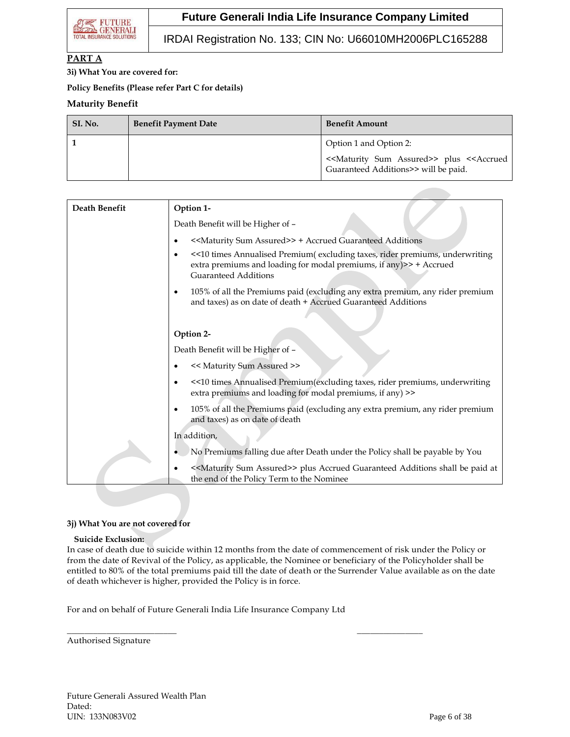**PART A**

**3i) What You are covered for:**

**Policy Benefits (Please refer Part C for details)**

**Maturity Benefit**

| SI. No. | Benefit Payment Date | Benefit Amount |
|---|---|---|
| 1 | | Option 1 and Option 2: <<Maturity Sum Assured>> plus <<Accrued Guaranteed Additions>> will be paid. |

| **Death Benefit** | **Option 1-** Death Benefit will be Higher of – <br>• <<Maturity Sum Assured>> + Accrued Guaranteed Additions <br>• <<10 times Annualised Premium( excluding taxes, rider premiums, underwriting extra premiums and loading for modal premiums, if any)>> + Accrued Guaranteed Additions <br>• 105% of all the Premiums paid (excluding any extra premium, any rider premium and taxes) as on date of death + Accrued Guaranteed Additions <br><br>**Option 2-** Death Benefit will be Higher of – <br>• << Maturity Sum Assured >> <br>• <<10 times Annualised Premium(excluding taxes, rider premiums, underwriting extra premiums and loading for modal premiums, if any) >> <br>• 105% of all the Premiums paid (excluding any extra premium, any rider premium and taxes) as on date of death <br>In addition, <br>• No Premiums falling due after Death under the Policy shall be payable by You <br>• <<Maturity Sum Assured>> plus Accrued Guaranteed Additions shall be paid at the end of the Policy Term to the Nominee |
|---|---|

**3j) What You are not covered for**

**Suicide Exclusion:**

In case of death due to suicide within 12 months from the date of commencement of risk under the Policy or from the date of Revival of the Policy, as applicable, the Nominee or beneficiary of the Policyholder shall be entitled to 80% of the total premiums paid till the date of death or the Surrender Value available as on the date of death whichever is higher, provided the Policy is in force.

For and on behalf of Future Generali India Life Insurance Company Ltd

_________________________ _______________

Authorised Signature

Future Generali Assured Wealth Plan
Dated:
UIN: 133N083V02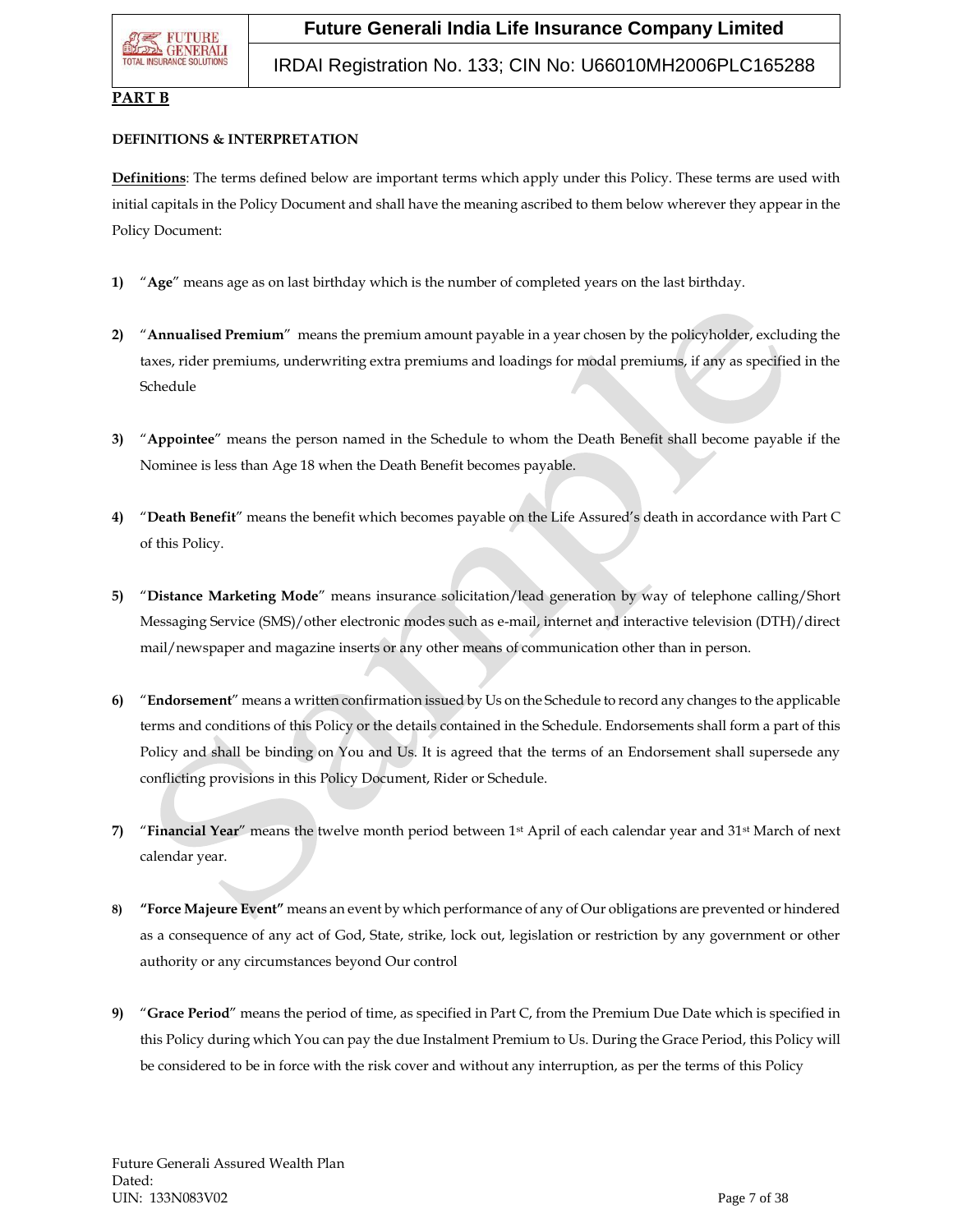**PART B**

**DEFINITIONS & INTERPRETATION**

**Definitions**: The terms defined below are important terms which apply under this Policy. These terms are used with initial capitals in the Policy Document and shall have the meaning ascribed to them below wherever they appear in the Policy Document:

1) "**Age**" means age as on last birthday which is the number of completed years on the last birthday.

2) "**Annualised Premium**" means the premium amount payable in a year chosen by the policyholder, excluding the taxes, rider premiums, underwriting extra premiums and loadings for modal premiums, if any as specified in the Schedule

3) "**Appointee**" means the person named in the Schedule to whom the Death Benefit shall become payable if the Nominee is less than Age 18 when the Death Benefit becomes payable.

4) "**Death Benefit**" means the benefit which becomes payable on the Life Assured's death in accordance with Part C of this Policy.

5) "**Distance Marketing Mode**" means insurance solicitation/lead generation by way of telephone calling/Short Messaging Service (SMS)/other electronic modes such as e-mail, internet and interactive television (DTH)/direct mail/newspaper and magazine inserts or any other means of communication other than in person.

6) "**Endorsement**" means a written confirmation issued by Us on the Schedule to record any changes to the applicable terms and conditions of this Policy or the details contained in the Schedule. Endorsements shall form a part of this Policy and shall be binding on You and Us. It is agreed that the terms of an Endorsement shall supersede any conflicting provisions in this Policy Document, Rider or Schedule.

7) "**Financial Year**" means the twelve month period between 1st April of each calendar year and 31st March of next calendar year.

8) **"Force Majeure Event"** means an event by which performance of any of Our obligations are prevented or hindered as a consequence of any act of God, State, strike, lock out, legislation or restriction by any government or other authority or any circumstances beyond Our control

9) "**Grace Period**" means the period of time, as specified in Part C, from the Premium Due Date which is specified in this Policy during which You can pay the due Instalment Premium to Us. During the Grace Period, this Policy will be considered to be in force with the risk cover and without any interruption, as per the terms of this Policy

Future Generali Assured Wealth Plan
Dated:
UIN: 133N083V02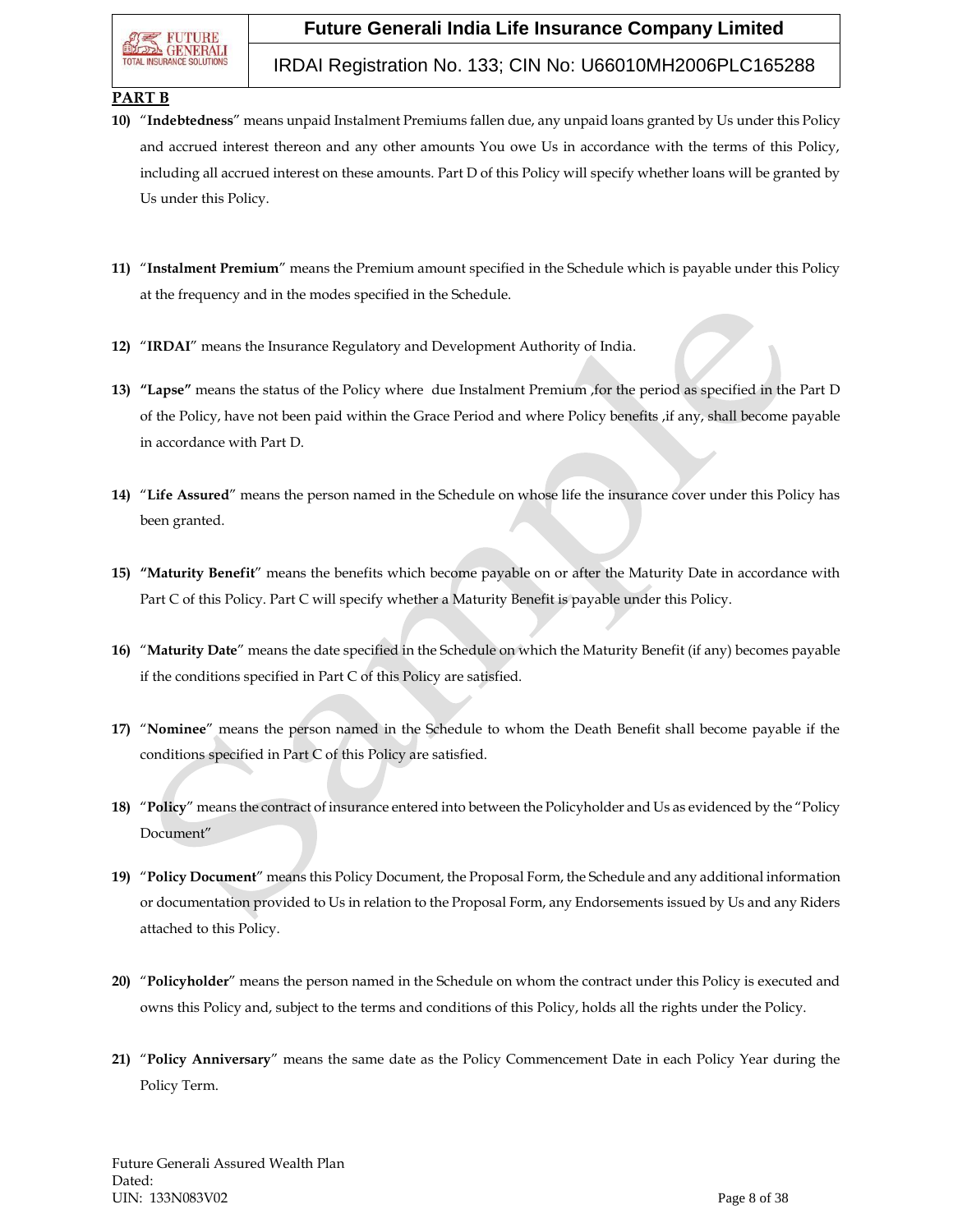**PART B**

10) "**Indebtedness**" means unpaid Instalment Premiums fallen due, any unpaid loans granted by Us under this Policy and accrued interest thereon and any other amounts You owe Us in accordance with the terms of this Policy, including all accrued interest on these amounts. Part D of this Policy will specify whether loans will be granted by Us under this Policy.

11) "**Instalment Premium**" means the Premium amount specified in the Schedule which is payable under this Policy at the frequency and in the modes specified in the Schedule.

12) "**IRDAI**" means the Insurance Regulatory and Development Authority of India.

13) **"Lapse"** means the status of the Policy where due Instalment Premium ,for the period as specified in the Part D of the Policy, have not been paid within the Grace Period and where Policy benefits ,if any, shall become payable in accordance with Part D.

14) "**Life Assured**" means the person named in the Schedule on whose life the insurance cover under this Policy has been granted.

15) **"Maturity Benefit**" means the benefits which become payable on or after the Maturity Date in accordance with Part C of this Policy. Part C will specify whether a Maturity Benefit is payable under this Policy.

16) "**Maturity Date**" means the date specified in the Schedule on which the Maturity Benefit (if any) becomes payable if the conditions specified in Part C of this Policy are satisfied.

17) "**Nominee**" means the person named in the Schedule to whom the Death Benefit shall become payable if the conditions specified in Part C of this Policy are satisfied.

18) "**Policy**" means the contract of insurance entered into between the Policyholder and Us as evidenced by the "Policy Document"

19) "**Policy Document**" means this Policy Document, the Proposal Form, the Schedule and any additional information or documentation provided to Us in relation to the Proposal Form, any Endorsements issued by Us and any Riders attached to this Policy.

20) "**Policyholder**" means the person named in the Schedule on whom the contract under this Policy is executed and owns this Policy and, subject to the terms and conditions of this Policy, holds all the rights under the Policy.

21) "**Policy Anniversary**" means the same date as the Policy Commencement Date in each Policy Year during the Policy Term.

Future Generali Assured Wealth Plan
Dated:
UIN: 133N083V02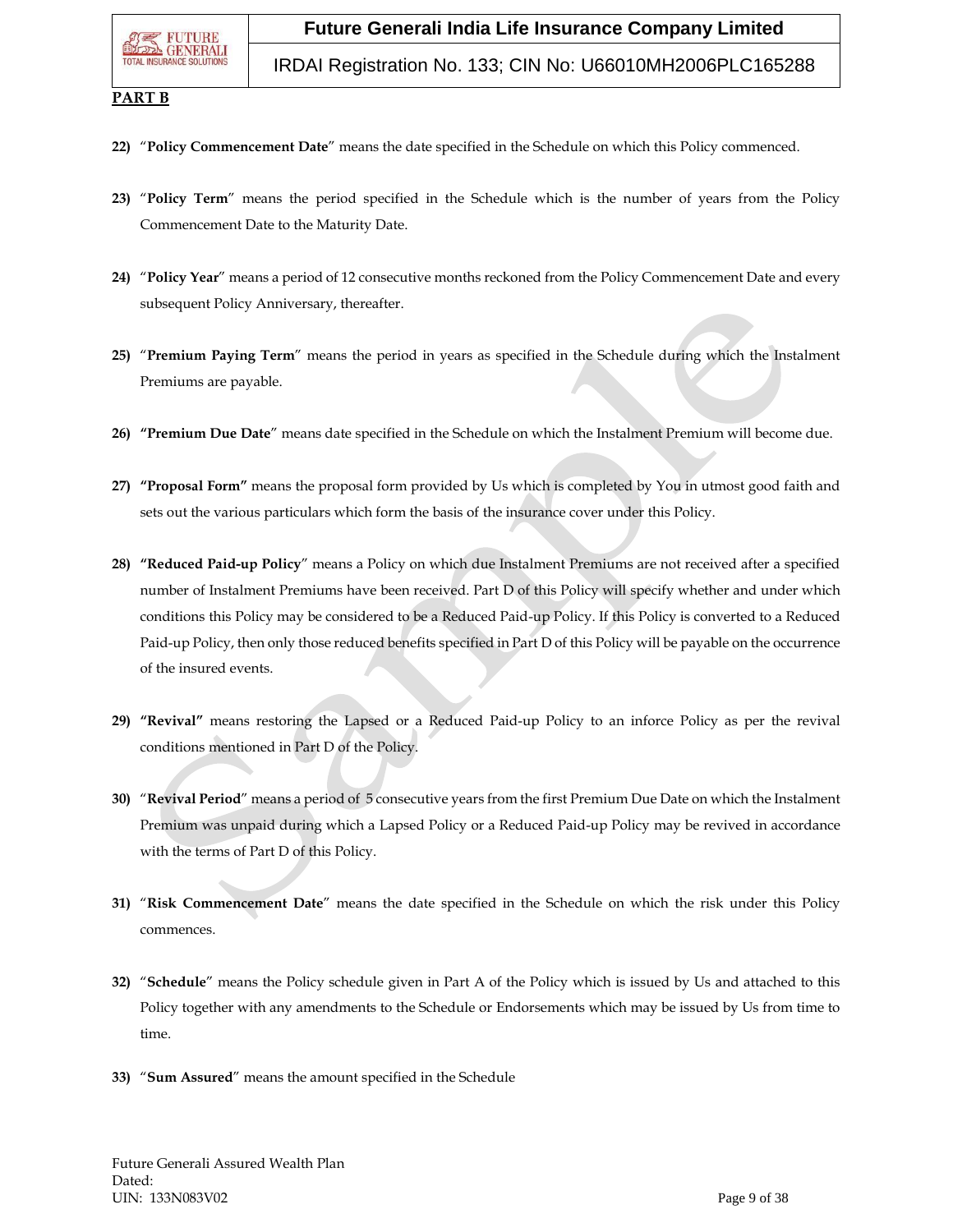**PART B**

22) "**Policy Commencement Date**" means the date specified in the Schedule on which this Policy commenced.

23) "**Policy Term**" means the period specified in the Schedule which is the number of years from the Policy Commencement Date to the Maturity Date.

24) "**Policy Year**" means a period of 12 consecutive months reckoned from the Policy Commencement Date and every subsequent Policy Anniversary, thereafter.

25) "**Premium Paying Term**" means the period in years as specified in the Schedule during which the Instalment Premiums are payable.

26) **"Premium Due Date**" means date specified in the Schedule on which the Instalment Premium will become due.

27) **"Proposal Form"** means the proposal form provided by Us which is completed by You in utmost good faith and sets out the various particulars which form the basis of the insurance cover under this Policy.

28) **"Reduced Paid-up Policy**" means a Policy on which due Instalment Premiums are not received after a specified number of Instalment Premiums have been received. Part D of this Policy will specify whether and under which conditions this Policy may be considered to be a Reduced Paid-up Policy. If this Policy is converted to a Reduced Paid-up Policy, then only those reduced benefits specified in Part D of this Policy will be payable on the occurrence of the insured events.

29) **"Revival"** means restoring the Lapsed or a Reduced Paid-up Policy to an inforce Policy as per the revival conditions mentioned in Part D of the Policy.

30) "**Revival Period**" means a period of 5 consecutive years from the first Premium Due Date on which the Instalment Premium was unpaid during which a Lapsed Policy or a Reduced Paid-up Policy may be revived in accordance with the terms of Part D of this Policy.

31) "**Risk Commencement Date**" means the date specified in the Schedule on which the risk under this Policy commences.

32) "**Schedule**" means the Policy schedule given in Part A of the Policy which is issued by Us and attached to this Policy together with any amendments to the Schedule or Endorsements which may be issued by Us from time to time.

33) "**Sum Assured**" means the amount specified in the Schedule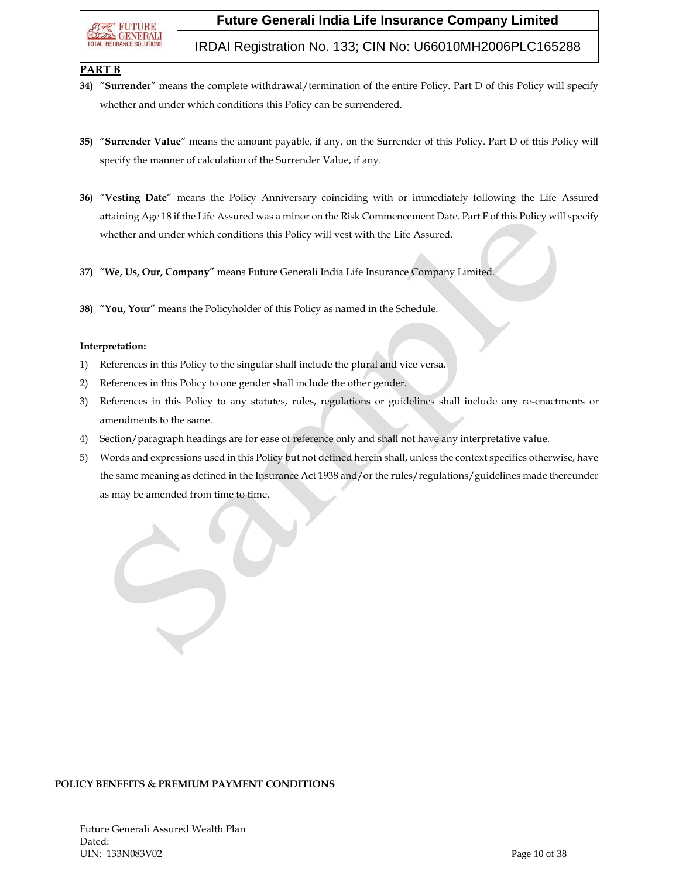**PART B**

34) "**Surrender**" means the complete withdrawal/termination of the entire Policy. Part D of this Policy will specify whether and under which conditions this Policy can be surrendered.

35) "**Surrender Value**" means the amount payable, if any, on the Surrender of this Policy. Part D of this Policy will specify the manner of calculation of the Surrender Value, if any.

36) "**Vesting Date**" means the Policy Anniversary coinciding with or immediately following the Life Assured attaining Age 18 if the Life Assured was a minor on the Risk Commencement Date. Part F of this Policy will specify whether and under which conditions this Policy will vest with the Life Assured.

37) "**We, Us, Our, Company**" means Future Generali India Life Insurance Company Limited.

38) "**You, Your**" means the Policyholder of this Policy as named in the Schedule.

**Interpretation:**

1) References in this Policy to the singular shall include the plural and vice versa.
2) References in this Policy to one gender shall include the other gender.
3) References in this Policy to any statutes, rules, regulations or guidelines shall include any re-enactments or amendments to the same.
4) Section/paragraph headings are for ease of reference only and shall not have any interpretative value.
5) Words and expressions used in this Policy but not defined herein shall, unless the context specifies otherwise, have the same meaning as defined in the Insurance Act 1938 and/or the rules/regulations/guidelines made thereunder as may be amended from time to time.

**POLICY BENEFITS & PREMIUM PAYMENT CONDITIONS**

Future Generali Assured Wealth Plan
Dated:
UIN: 133N083V02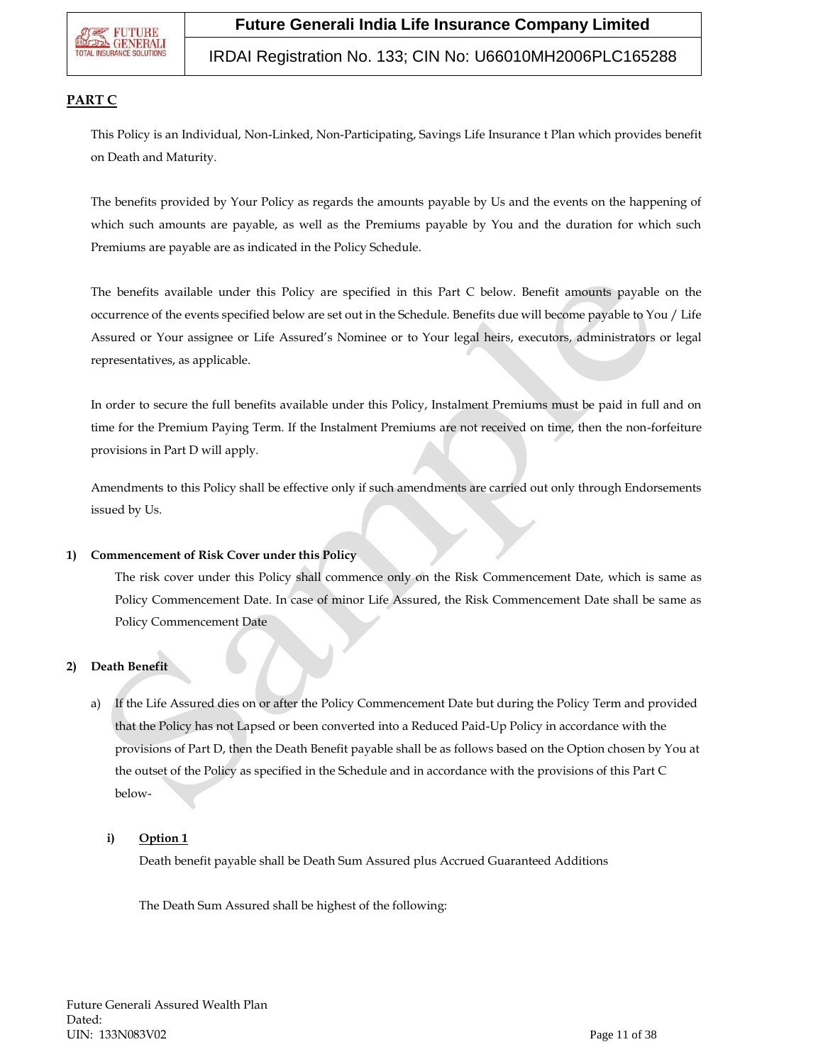## PART C

This Policy is an Individual, Non-Linked, Non-Participating, Savings Life Insurance t Plan which provides benefit on Death and Maturity.

The benefits provided by Your Policy as regards the amounts payable by Us and the events on the happening of which such amounts are payable, as well as the Premiums payable by You and the duration for which such Premiums are payable are as indicated in the Policy Schedule.

The benefits available under this Policy are specified in this Part C below. Benefit amounts payable on the occurrence of the events specified below are set out in the Schedule. Benefits due will become payable to You / Life Assured or Your assignee or Life Assured's Nominee or to Your legal heirs, executors, administrators or legal representatives, as applicable.

In order to secure the full benefits available under this Policy, Instalment Premiums must be paid in full and on time for the Premium Paying Term. If the Instalment Premiums are not received on time, then the non-forfeiture provisions in Part D will apply.

Amendments to this Policy shall be effective only if such amendments are carried out only through Endorsements issued by Us.

**1) Commencement of Risk Cover under this Policy**

The risk cover under this Policy shall commence only on the Risk Commencement Date, which is same as Policy Commencement Date. In case of minor Life Assured, the Risk Commencement Date shall be same as Policy Commencement Date

**2) Death Benefit**

a) If the Life Assured dies on or after the Policy Commencement Date but during the Policy Term and provided that the Policy has not Lapsed or been converted into a Reduced Paid-Up Policy in accordance with the provisions of Part D, then the Death Benefit payable shall be as follows based on the Option chosen by You at the outset of the Policy as specified in the Schedule and in accordance with the provisions of this Part C below-

**i) Option 1**

Death benefit payable shall be Death Sum Assured plus Accrued Guaranteed Additions

The Death Sum Assured shall be highest of the following:

Future Generali Assured Wealth Plan
Dated:
UIN: 133N083V02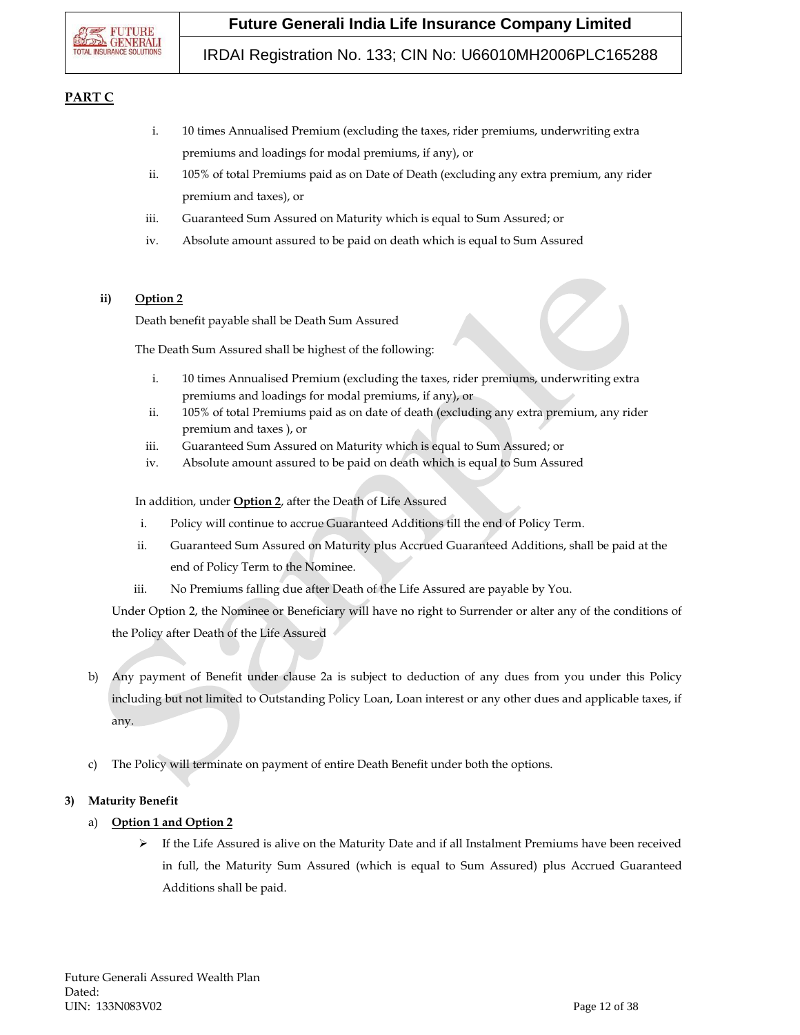## PART C

i. 10 times Annualised Premium (excluding the taxes, rider premiums, underwriting extra premiums and loadings for modal premiums, if any), or

ii. 105% of total Premiums paid as on Date of Death (excluding any extra premium, any rider premium and taxes), or

iii. Guaranteed Sum Assured on Maturity which is equal to Sum Assured; or

iv. Absolute amount assured to be paid on death which is equal to Sum Assured

**ii)** **Option 2**

Death benefit payable shall be Death Sum Assured

The Death Sum Assured shall be highest of the following:

i. 10 times Annualised Premium (excluding the taxes, rider premiums, underwriting extra premiums and loadings for modal premiums, if any), or

ii. 105% of total Premiums paid as on date of death (excluding any extra premium, any rider premium and taxes ), or

iii. Guaranteed Sum Assured on Maturity which is equal to Sum Assured; or

iv. Absolute amount assured to be paid on death which is equal to Sum Assured

In addition, under **Option 2**, after the Death of Life Assured

i. Policy will continue to accrue Guaranteed Additions till the end of Policy Term.

ii. Guaranteed Sum Assured on Maturity plus Accrued Guaranteed Additions, shall be paid at the end of Policy Term to the Nominee.

iii. No Premiums falling due after Death of the Life Assured are payable by You.

Under Option 2, the Nominee or Beneficiary will have no right to Surrender or alter any of the conditions of the Policy after Death of the Life Assured

b) Any payment of Benefit under clause 2a is subject to deduction of any dues from you under this Policy including but not limited to Outstanding Policy Loan, Loan interest or any other dues and applicable taxes, if any.

c) The Policy will terminate on payment of entire Death Benefit under both the options.

**3) Maturity Benefit**

a) **Option 1 and Option 2**

- If the Life Assured is alive on the Maturity Date and if all Instalment Premiums have been received in full, the Maturity Sum Assured (which is equal to Sum Assured) plus Accrued Guaranteed Additions shall be paid.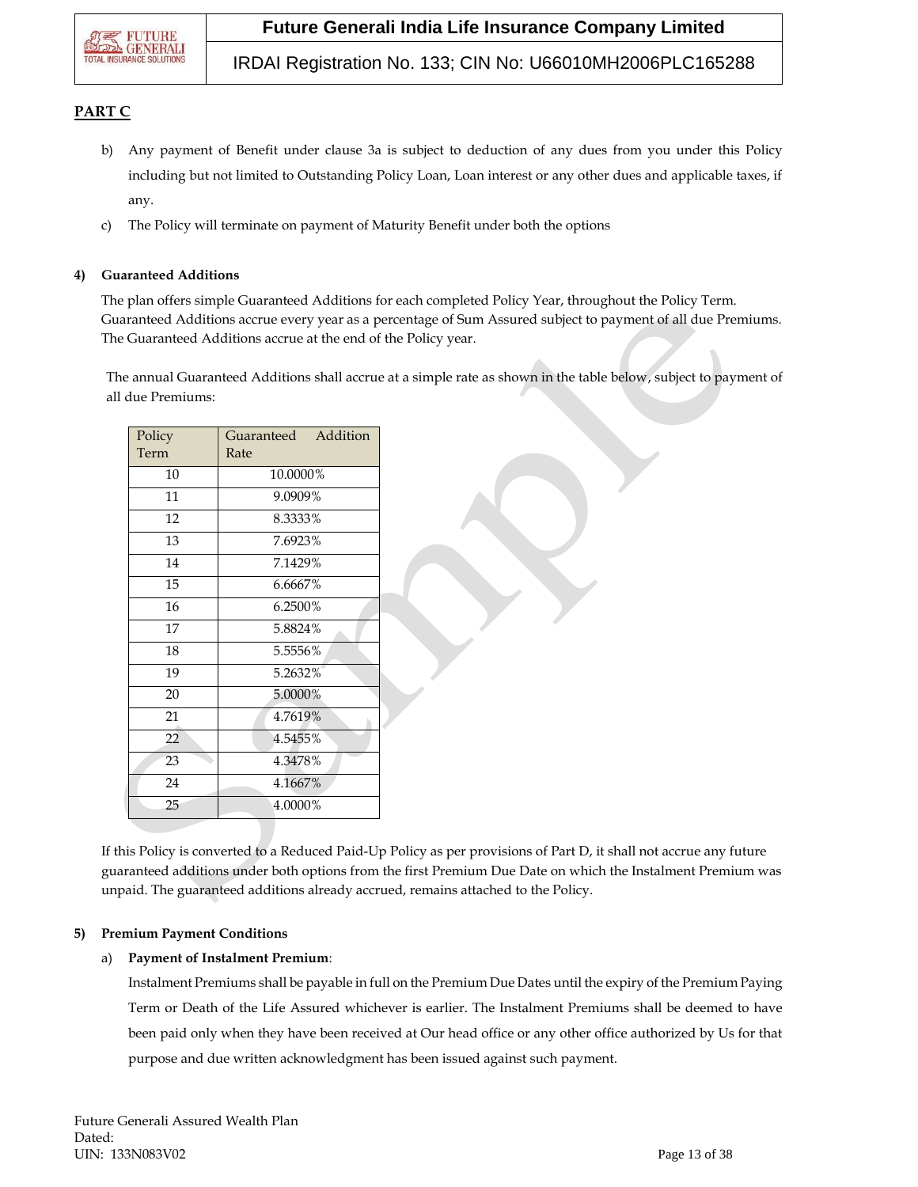## PART C

b) Any payment of Benefit under clause 3a is subject to deduction of any dues from you under this Policy including but not limited to Outstanding Policy Loan, Loan interest or any other dues and applicable taxes, if any.

c) The Policy will terminate on payment of Maturity Benefit under both the options

**4) Guaranteed Additions**

The plan offers simple Guaranteed Additions for each completed Policy Year, throughout the Policy Term. Guaranteed Additions accrue every year as a percentage of Sum Assured subject to payment of all due Premiums. The Guaranteed Additions accrue at the end of the Policy year.

The annual Guaranteed Additions shall accrue at a simple rate as shown in the table below, subject to payment of all due Premiums:

| Policy Term | Guaranteed Addition Rate |
|---|---|
| 10 | 10.0000% |
| 11 | 9.0909% |
| 12 | 8.3333% |
| 13 | 7.6923% |
| 14 | 7.1429% |
| 15 | 6.6667% |
| 16 | 6.2500% |
| 17 | 5.8824% |
| 18 | 5.5556% |
| 19 | 5.2632% |
| 20 | 5.0000% |
| 21 | 4.7619% |
| 22 | 4.5455% |
| 23 | 4.3478% |
| 24 | 4.1667% |
| 25 | 4.0000% |

If this Policy is converted to a Reduced Paid-Up Policy as per provisions of Part D, it shall not accrue any future guaranteed additions under both options from the first Premium Due Date on which the Instalment Premium was unpaid. The guaranteed additions already accrued, remains attached to the Policy.

**5) Premium Payment Conditions**

a) **Payment of Instalment Premium**:

Instalment Premiums shall be payable in full on the Premium Due Dates until the expiry of the Premium Paying Term or Death of the Life Assured whichever is earlier. The Instalment Premiums shall be deemed to have been paid only when they have been received at Our head office or any other office authorized by Us for that purpose and due written acknowledgment has been issued against such payment.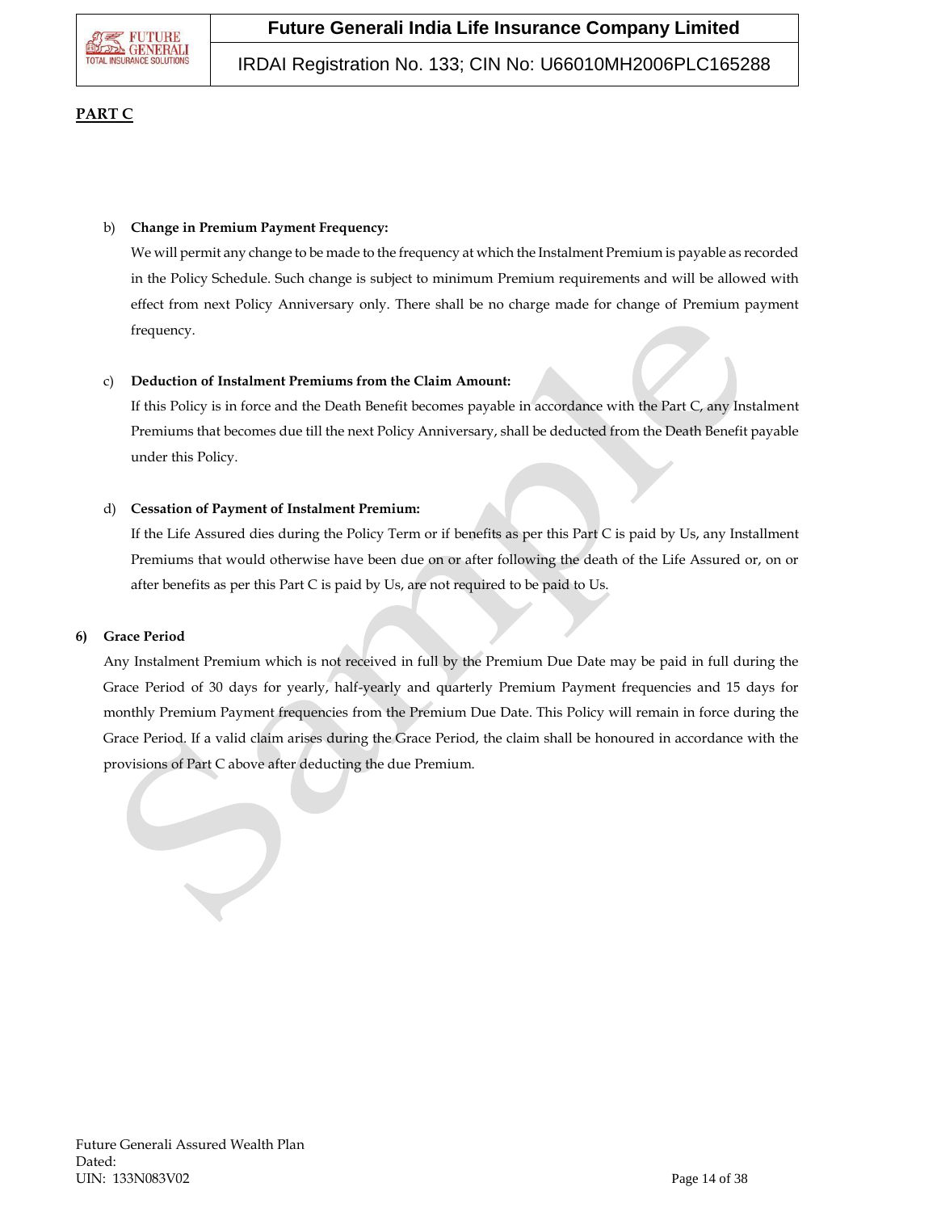**PART C**

b) **Change in Premium Payment Frequency:**

We will permit any change to be made to the frequency at which the Instalment Premium is payable as recorded in the Policy Schedule. Such change is subject to minimum Premium requirements and will be allowed with effect from next Policy Anniversary only. There shall be no charge made for change of Premium payment frequency.

c) **Deduction of Instalment Premiums from the Claim Amount:**

If this Policy is in force and the Death Benefit becomes payable in accordance with the Part C, any Instalment Premiums that becomes due till the next Policy Anniversary, shall be deducted from the Death Benefit payable under this Policy.

d) **Cessation of Payment of Instalment Premium:**

If the Life Assured dies during the Policy Term or if benefits as per this Part C is paid by Us, any Installment Premiums that would otherwise have been due on or after following the death of the Life Assured or, on or after benefits as per this Part C is paid by Us, are not required to be paid to Us.

**6) Grace Period**

Any Instalment Premium which is not received in full by the Premium Due Date may be paid in full during the Grace Period of 30 days for yearly, half-yearly and quarterly Premium Payment frequencies and 15 days for monthly Premium Payment frequencies from the Premium Due Date. This Policy will remain in force during the Grace Period. If a valid claim arises during the Grace Period, the claim shall be honoured in accordance with the provisions of Part C above after deducting the due Premium.

Future Generali Assured Wealth Plan
Dated:
UIN: 133N083V02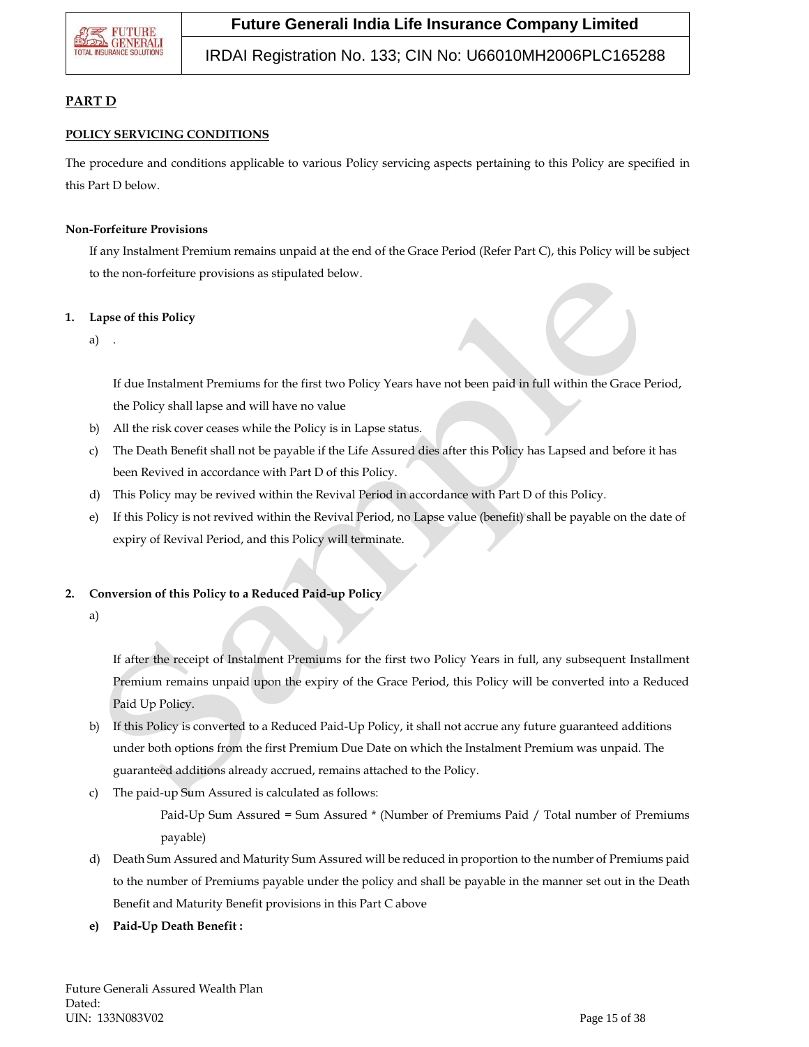## PART D

### POLICY SERVICING CONDITIONS

The procedure and conditions applicable to various Policy servicing aspects pertaining to this Policy are specified in this Part D below.

#### Non-Forfeiture Provisions

If any Instalment Premium remains unpaid at the end of the Grace Period (Refer Part C), this Policy will be subject to the non-forfeiture provisions as stipulated below.

**1. Lapse of this Policy**

a) .

If due Instalment Premiums for the first two Policy Years have not been paid in full within the Grace Period, the Policy shall lapse and will have no value

b) All the risk cover ceases while the Policy is in Lapse status.

c) The Death Benefit shall not be payable if the Life Assured dies after this Policy has Lapsed and before it has been Revived in accordance with Part D of this Policy.

d) This Policy may be revived within the Revival Period in accordance with Part D of this Policy.

e) If this Policy is not revived within the Revival Period, no Lapse value (benefit) shall be payable on the date of expiry of Revival Period, and this Policy will terminate.

**2. Conversion of this Policy to a Reduced Paid-up Policy**

a)

If after the receipt of Instalment Premiums for the first two Policy Years in full, any subsequent Installment Premium remains unpaid upon the expiry of the Grace Period, this Policy will be converted into a Reduced Paid Up Policy.

b) If this Policy is converted to a Reduced Paid-Up Policy, it shall not accrue any future guaranteed additions under both options from the first Premium Due Date on which the Instalment Premium was unpaid. The guaranteed additions already accrued, remains attached to the Policy.

c) The paid-up Sum Assured is calculated as follows:

Paid-Up Sum Assured = Sum Assured * (Number of Premiums Paid / Total number of Premiums payable)

d) Death Sum Assured and Maturity Sum Assured will be reduced in proportion to the number of Premiums paid to the number of Premiums payable under the policy and shall be payable in the manner set out in the Death Benefit and Maturity Benefit provisions in this Part C above

**e) Paid-Up Death Benefit :**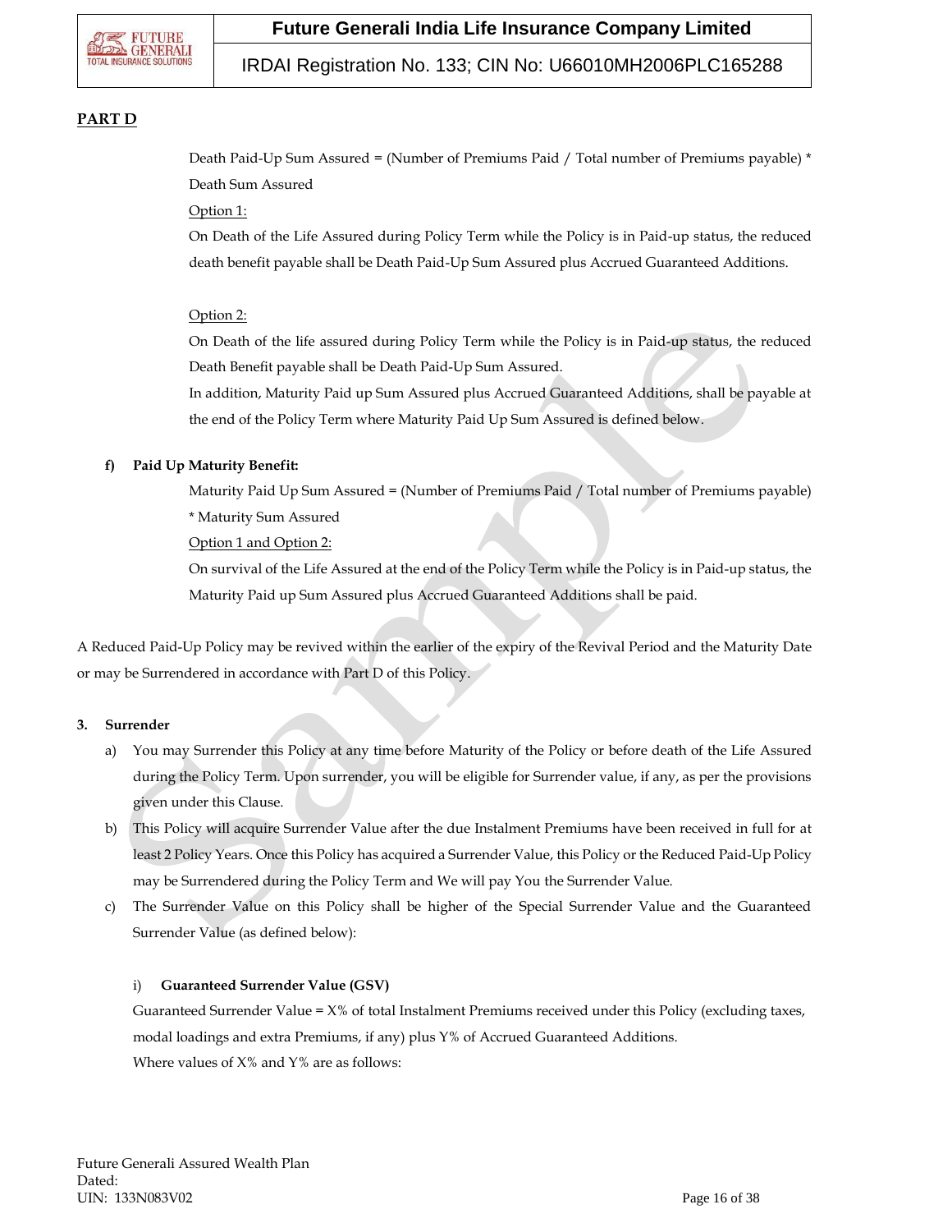## PART D

Death Paid-Up Sum Assured = (Number of Premiums Paid / Total number of Premiums payable) * Death Sum Assured

Option 1:

On Death of the Life Assured during Policy Term while the Policy is in Paid-up status, the reduced death benefit payable shall be Death Paid-Up Sum Assured plus Accrued Guaranteed Additions.

Option 2:

On Death of the life assured during Policy Term while the Policy is in Paid-up status, the reduced Death Benefit payable shall be Death Paid-Up Sum Assured.

In addition, Maturity Paid up Sum Assured plus Accrued Guaranteed Additions, shall be payable at the end of the Policy Term where Maturity Paid Up Sum Assured is defined below.

**f) Paid Up Maturity Benefit:**

Maturity Paid Up Sum Assured = (Number of Premiums Paid / Total number of Premiums payable) * Maturity Sum Assured

Option 1 and Option 2:

On survival of the Life Assured at the end of the Policy Term while the Policy is in Paid-up status, the Maturity Paid up Sum Assured plus Accrued Guaranteed Additions shall be paid.

A Reduced Paid-Up Policy may be revived within the earlier of the expiry of the Revival Period and the Maturity Date or may be Surrendered in accordance with Part D of this Policy.

**3. Surrender**

a) You may Surrender this Policy at any time before Maturity of the Policy or before death of the Life Assured during the Policy Term. Upon surrender, you will be eligible for Surrender value, if any, as per the provisions given under this Clause.

b) This Policy will acquire Surrender Value after the due Instalment Premiums have been received in full for at least 2 Policy Years. Once this Policy has acquired a Surrender Value, this Policy or the Reduced Paid-Up Policy may be Surrendered during the Policy Term and We will pay You the Surrender Value.

c) The Surrender Value on this Policy shall be higher of the Special Surrender Value and the Guaranteed Surrender Value (as defined below):

i) **Guaranteed Surrender Value (GSV)**

Guaranteed Surrender Value = X% of total Instalment Premiums received under this Policy (excluding taxes, modal loadings and extra Premiums, if any) plus Y% of Accrued Guaranteed Additions.

Where values of X% and Y% are as follows: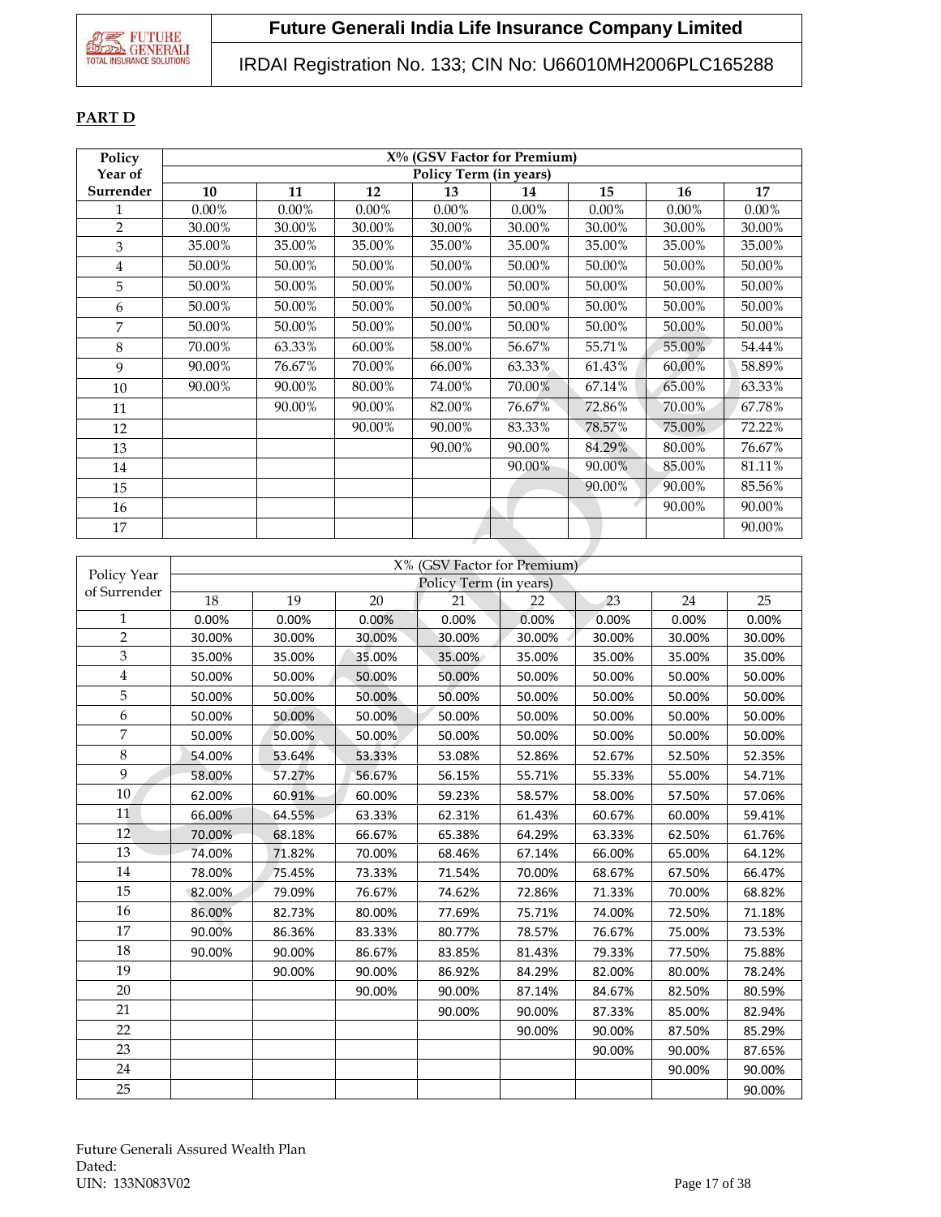## PART D

| Policy Year of Surrender | X% (GSV Factor for Premium) | | | | | | | |
|---|---|---|---|---|---|---|---|---|
| | Policy Term (in years) | | | | | | | |
| | 10 | 11 | 12 | 13 | 14 | 15 | 16 | 17 |
| 1 | 0.00% | 0.00% | 0.00% | 0.00% | 0.00% | 0.00% | 0.00% | 0.00% |
| 2 | 30.00% | 30.00% | 30.00% | 30.00% | 30.00% | 30.00% | 30.00% | 30.00% |
| 3 | 35.00% | 35.00% | 35.00% | 35.00% | 35.00% | 35.00% | 35.00% | 35.00% |
| 4 | 50.00% | 50.00% | 50.00% | 50.00% | 50.00% | 50.00% | 50.00% | 50.00% |
| 5 | 50.00% | 50.00% | 50.00% | 50.00% | 50.00% | 50.00% | 50.00% | 50.00% |
| 6 | 50.00% | 50.00% | 50.00% | 50.00% | 50.00% | 50.00% | 50.00% | 50.00% |
| 7 | 50.00% | 50.00% | 50.00% | 50.00% | 50.00% | 50.00% | 50.00% | 50.00% |
| 8 | 70.00% | 63.33% | 60.00% | 58.00% | 56.67% | 55.71% | 55.00% | 54.44% |
| 9 | 90.00% | 76.67% | 70.00% | 66.00% | 63.33% | 61.43% | 60.00% | 58.89% |
| 10 | 90.00% | 90.00% | 80.00% | 74.00% | 70.00% | 67.14% | 65.00% | 63.33% |
| 11 | | 90.00% | 90.00% | 82.00% | 76.67% | 72.86% | 70.00% | 67.78% |
| 12 | | | 90.00% | 90.00% | 83.33% | 78.57% | 75.00% | 72.22% |
| 13 | | | | 90.00% | 90.00% | 84.29% | 80.00% | 76.67% |
| 14 | | | | | 90.00% | 90.00% | 85.00% | 81.11% |
| 15 | | | | | | 90.00% | 90.00% | 85.56% |
| 16 | | | | | | | 90.00% | 90.00% |
| 17 | | | | | | | | 90.00% |

| Policy Year of Surrender | X% (GSV Factor for Premium) | | | | | | | |
|---|---|---|---|---|---|---|---|---|
| | Policy Term (in years) | | | | | | | |
| | 18 | 19 | 20 | 21 | 22 | 23 | 24 | 25 |
| 1 | 0.00% | 0.00% | 0.00% | 0.00% | 0.00% | 0.00% | 0.00% | 0.00% |
| 2 | 30.00% | 30.00% | 30.00% | 30.00% | 30.00% | 30.00% | 30.00% | 30.00% |
| 3 | 35.00% | 35.00% | 35.00% | 35.00% | 35.00% | 35.00% | 35.00% | 35.00% |
| 4 | 50.00% | 50.00% | 50.00% | 50.00% | 50.00% | 50.00% | 50.00% | 50.00% |
| 5 | 50.00% | 50.00% | 50.00% | 50.00% | 50.00% | 50.00% | 50.00% | 50.00% |
| 6 | 50.00% | 50.00% | 50.00% | 50.00% | 50.00% | 50.00% | 50.00% | 50.00% |
| 7 | 50.00% | 50.00% | 50.00% | 50.00% | 50.00% | 50.00% | 50.00% | 50.00% |
| 8 | 54.00% | 53.64% | 53.33% | 53.08% | 52.86% | 52.67% | 52.50% | 52.35% |
| 9 | 58.00% | 57.27% | 56.67% | 56.15% | 55.71% | 55.33% | 55.00% | 54.71% |
| 10 | 62.00% | 60.91% | 60.00% | 59.23% | 58.57% | 58.00% | 57.50% | 57.06% |
| 11 | 66.00% | 64.55% | 63.33% | 62.31% | 61.43% | 60.67% | 60.00% | 59.41% |
| 12 | 70.00% | 68.18% | 66.67% | 65.38% | 64.29% | 63.33% | 62.50% | 61.76% |
| 13 | 74.00% | 71.82% | 70.00% | 68.46% | 67.14% | 66.00% | 65.00% | 64.12% |
| 14 | 78.00% | 75.45% | 73.33% | 71.54% | 70.00% | 68.67% | 67.50% | 66.47% |
| 15 | 82.00% | 79.09% | 76.67% | 74.62% | 72.86% | 71.33% | 70.00% | 68.82% |
| 16 | 86.00% | 82.73% | 80.00% | 77.69% | 75.71% | 74.00% | 72.50% | 71.18% |
| 17 | 90.00% | 86.36% | 83.33% | 80.77% | 78.57% | 76.67% | 75.00% | 73.53% |
| 18 | 90.00% | 90.00% | 86.67% | 83.85% | 81.43% | 79.33% | 77.50% | 75.88% |
| 19 | | 90.00% | 90.00% | 86.92% | 84.29% | 82.00% | 80.00% | 78.24% |
| 20 | | | 90.00% | 90.00% | 87.14% | 84.67% | 82.50% | 80.59% |
| 21 | | | | 90.00% | 90.00% | 87.33% | 85.00% | 82.94% |
| 22 | | | | | 90.00% | 90.00% | 87.50% | 85.29% |
| 23 | | | | | | 90.00% | 90.00% | 87.65% |
| 24 | | | | | | | 90.00% | 90.00% |
| 25 | | | | | | | | 90.00% |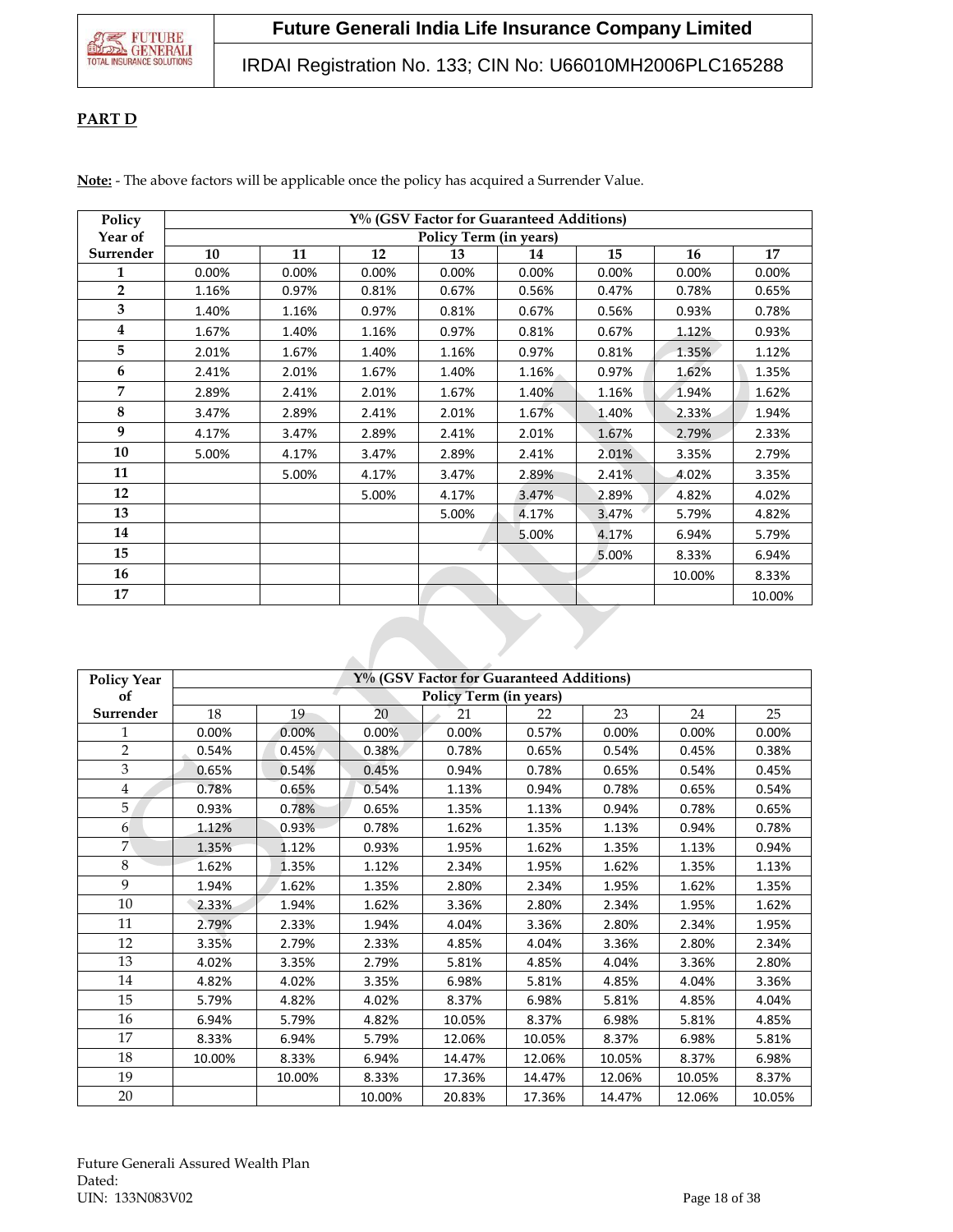**PART D**

**Note:** - The above factors will be applicable once the policy has acquired a Surrender Value.

| Policy Year of Surrender | Y% (GSV Factor for Guaranteed Additions) | | | | | | | |
|---|---|---|---|---|---|---|---|---|
| | Policy Term (in years) | | | | | | | |
| | 10 | 11 | 12 | 13 | 14 | 15 | 16 | 17 |
| 1 | 0.00% | 0.00% | 0.00% | 0.00% | 0.00% | 0.00% | 0.00% | 0.00% |
| 2 | 1.16% | 0.97% | 0.81% | 0.67% | 0.56% | 0.47% | 0.78% | 0.65% |
| 3 | 1.40% | 1.16% | 0.97% | 0.81% | 0.67% | 0.56% | 0.93% | 0.78% |
| 4 | 1.67% | 1.40% | 1.16% | 0.97% | 0.81% | 0.67% | 1.12% | 0.93% |
| 5 | 2.01% | 1.67% | 1.40% | 1.16% | 0.97% | 0.81% | 1.35% | 1.12% |
| 6 | 2.41% | 2.01% | 1.67% | 1.40% | 1.16% | 0.97% | 1.62% | 1.35% |
| 7 | 2.89% | 2.41% | 2.01% | 1.67% | 1.40% | 1.16% | 1.94% | 1.62% |
| 8 | 3.47% | 2.89% | 2.41% | 2.01% | 1.67% | 1.40% | 2.33% | 1.94% |
| 9 | 4.17% | 3.47% | 2.89% | 2.41% | 2.01% | 1.67% | 2.79% | 2.33% |
| 10 | 5.00% | 4.17% | 3.47% | 2.89% | 2.41% | 2.01% | 3.35% | 2.79% |
| 11 | | 5.00% | 4.17% | 3.47% | 2.89% | 2.41% | 4.02% | 3.35% |
| 12 | | | 5.00% | 4.17% | 3.47% | 2.89% | 4.82% | 4.02% |
| 13 | | | | 5.00% | 4.17% | 3.47% | 5.79% | 4.82% |
| 14 | | | | | 5.00% | 4.17% | 6.94% | 5.79% |
| 15 | | | | | | 5.00% | 8.33% | 6.94% |
| 16 | | | | | | | 10.00% | 8.33% |
| 17 | | | | | | | | 10.00% |

| Policy Year of Surrender | Y% (GSV Factor for Guaranteed Additions) | | | | | | | |
|---|---|---|---|---|---|---|---|---|
| | Policy Term (in years) | | | | | | | |
| | 18 | 19 | 20 | 21 | 22 | 23 | 24 | 25 |
| 1 | 0.00% | 0.00% | 0.00% | 0.00% | 0.57% | 0.00% | 0.00% | 0.00% |
| 2 | 0.54% | 0.45% | 0.38% | 0.78% | 0.65% | 0.54% | 0.45% | 0.38% |
| 3 | 0.65% | 0.54% | 0.45% | 0.94% | 0.78% | 0.65% | 0.54% | 0.45% |
| 4 | 0.78% | 0.65% | 0.54% | 1.13% | 0.94% | 0.78% | 0.65% | 0.54% |
| 5 | 0.93% | 0.78% | 0.65% | 1.35% | 1.13% | 0.94% | 0.78% | 0.65% |
| 6 | 1.12% | 0.93% | 0.78% | 1.62% | 1.35% | 1.13% | 0.94% | 0.78% |
| 7 | 1.35% | 1.12% | 0.93% | 1.95% | 1.62% | 1.35% | 1.13% | 0.94% |
| 8 | 1.62% | 1.35% | 1.12% | 2.34% | 1.95% | 1.62% | 1.35% | 1.13% |
| 9 | 1.94% | 1.62% | 1.35% | 2.80% | 2.34% | 1.95% | 1.62% | 1.35% |
| 10 | 2.33% | 1.94% | 1.62% | 3.36% | 2.80% | 2.34% | 1.95% | 1.62% |
| 11 | 2.79% | 2.33% | 1.94% | 4.04% | 3.36% | 2.80% | 2.34% | 1.95% |
| 12 | 3.35% | 2.79% | 2.33% | 4.85% | 4.04% | 3.36% | 2.80% | 2.34% |
| 13 | 4.02% | 3.35% | 2.79% | 5.81% | 4.85% | 4.04% | 3.36% | 2.80% |
| 14 | 4.82% | 4.02% | 3.35% | 6.98% | 5.81% | 4.85% | 4.04% | 3.36% |
| 15 | 5.79% | 4.82% | 4.02% | 8.37% | 6.98% | 5.81% | 4.85% | 4.04% |
| 16 | 6.94% | 5.79% | 4.82% | 10.05% | 8.37% | 6.98% | 5.81% | 4.85% |
| 17 | 8.33% | 6.94% | 5.79% | 12.06% | 10.05% | 8.37% | 6.98% | 5.81% |
| 18 | 10.00% | 8.33% | 6.94% | 14.47% | 12.06% | 10.05% | 8.37% | 6.98% |
| 19 | | 10.00% | 8.33% | 17.36% | 14.47% | 12.06% | 10.05% | 8.37% |
| 20 | | | 10.00% | 20.83% | 17.36% | 14.47% | 12.06% | 10.05% |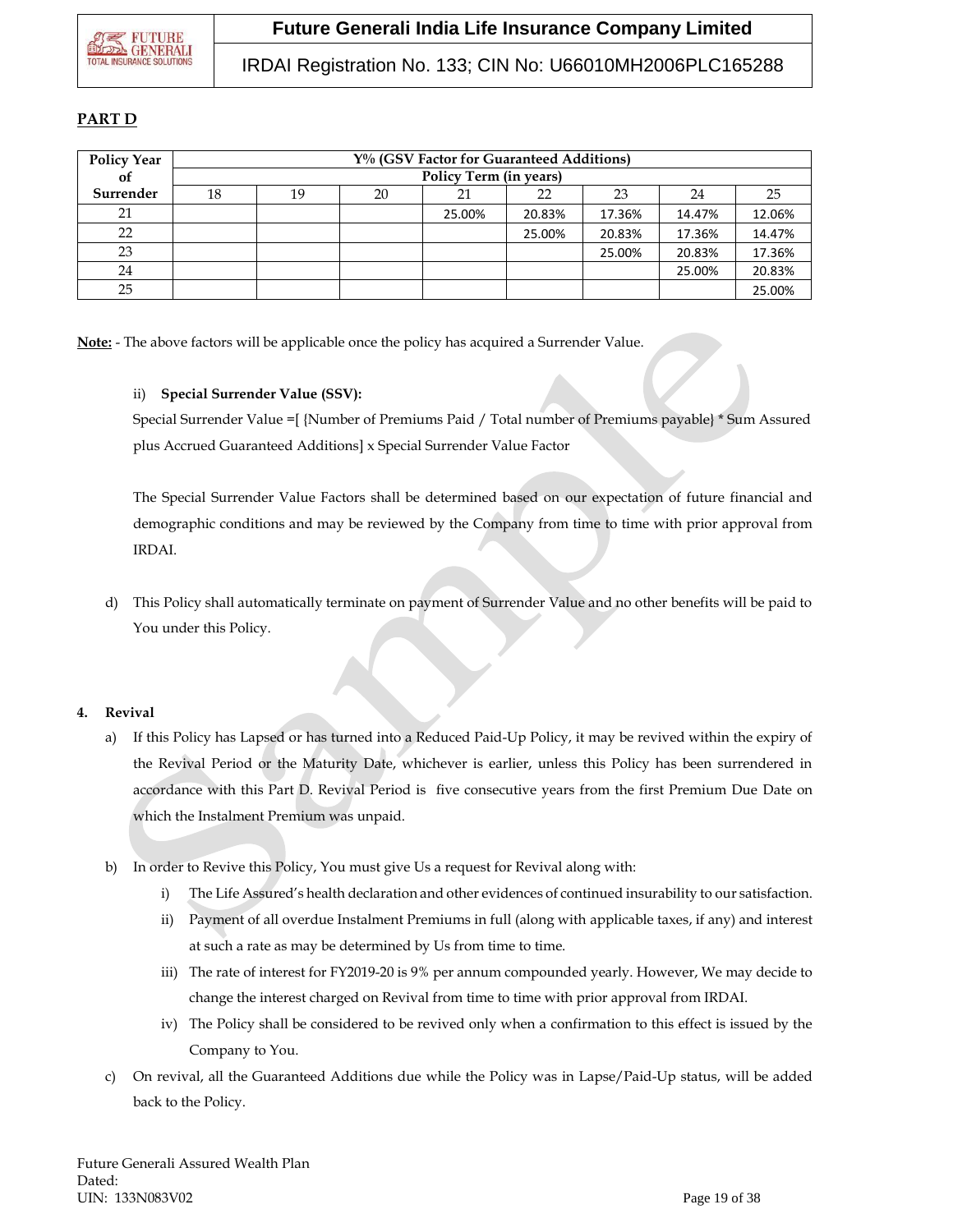## PART D

| Policy Year of Surrender | Y% (GSV Factor for Guaranteed Additions) | | | | | | | |
|---|---|---|---|---|---|---|---|---|
| | Policy Term (in years) | | | | | | | |
| | 18 | 19 | 20 | 21 | 22 | 23 | 24 | 25 |
| 21 | | | | 25.00% | 20.83% | 17.36% | 14.47% | 12.06% |
| 22 | | | | | 25.00% | 20.83% | 17.36% | 14.47% |
| 23 | | | | | | 25.00% | 20.83% | 17.36% |
| 24 | | | | | | | 25.00% | 20.83% |
| 25 | | | | | | | | 25.00% |

**Note:** - The above factors will be applicable once the policy has acquired a Surrender Value.

ii) **Special Surrender Value (SSV):**

Special Surrender Value =[ {Number of Premiums Paid / Total number of Premiums payable} * Sum Assured plus Accrued Guaranteed Additions] x Special Surrender Value Factor

The Special Surrender Value Factors shall be determined based on our expectation of future financial and demographic conditions and may be reviewed by the Company from time to time with prior approval from IRDAI.

d) This Policy shall automatically terminate on payment of Surrender Value and no other benefits will be paid to You under this Policy.

**4. Revival**

a) If this Policy has Lapsed or has turned into a Reduced Paid-Up Policy, it may be revived within the expiry of the Revival Period or the Maturity Date, whichever is earlier, unless this Policy has been surrendered in accordance with this Part D. Revival Period is five consecutive years from the first Premium Due Date on which the Instalment Premium was unpaid.

b) In order to Revive this Policy, You must give Us a request for Revival along with:

i) The Life Assured's health declaration and other evidences of continued insurability to our satisfaction.

ii) Payment of all overdue Instalment Premiums in full (along with applicable taxes, if any) and interest at such a rate as may be determined by Us from time to time.

iii) The rate of interest for FY2019-20 is 9% per annum compounded yearly. However, We may decide to change the interest charged on Revival from time to time with prior approval from IRDAI.

iv) The Policy shall be considered to be revived only when a confirmation to this effect is issued by the Company to You.

c) On revival, all the Guaranteed Additions due while the Policy was in Lapse/Paid-Up status, will be added back to the Policy.

Future Generali Assured Wealth Plan
Dated:
UIN: 133N083V02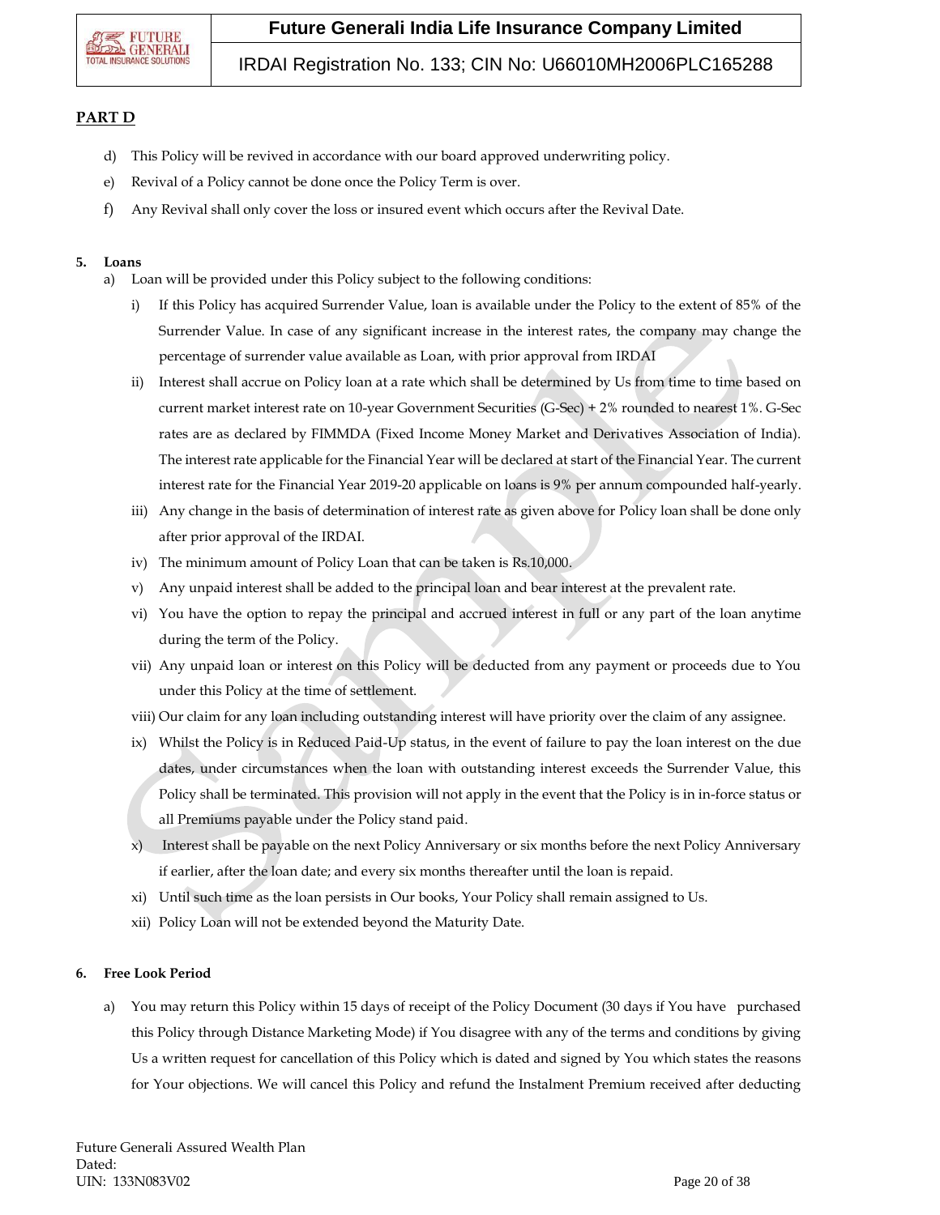**PART D**

d) This Policy will be revived in accordance with our board approved underwriting policy.

e) Revival of a Policy cannot be done once the Policy Term is over.

f) Any Revival shall only cover the loss or insured event which occurs after the Revival Date.

**5. Loans**

a) Loan will be provided under this Policy subject to the following conditions:

i) If this Policy has acquired Surrender Value, loan is available under the Policy to the extent of 85% of the Surrender Value. In case of any significant increase in the interest rates, the company may change the percentage of surrender value available as Loan, with prior approval from IRDAI

ii) Interest shall accrue on Policy loan at a rate which shall be determined by Us from time to time based on current market interest rate on 10-year Government Securities (G-Sec) + 2% rounded to nearest 1%. G-Sec rates are as declared by FIMMDA (Fixed Income Money Market and Derivatives Association of India). The interest rate applicable for the Financial Year will be declared at start of the Financial Year. The current interest rate for the Financial Year 2019-20 applicable on loans is 9% per annum compounded half-yearly.

iii) Any change in the basis of determination of interest rate as given above for Policy loan shall be done only after prior approval of the IRDAI.

iv) The minimum amount of Policy Loan that can be taken is Rs.10,000.

v) Any unpaid interest shall be added to the principal loan and bear interest at the prevalent rate.

vi) You have the option to repay the principal and accrued interest in full or any part of the loan anytime during the term of the Policy.

vii) Any unpaid loan or interest on this Policy will be deducted from any payment or proceeds due to You under this Policy at the time of settlement.

viii) Our claim for any loan including outstanding interest will have priority over the claim of any assignee.

ix) Whilst the Policy is in Reduced Paid-Up status, in the event of failure to pay the loan interest on the due dates, under circumstances when the loan with outstanding interest exceeds the Surrender Value, this Policy shall be terminated. This provision will not apply in the event that the Policy is in in-force status or all Premiums payable under the Policy stand paid.

x) Interest shall be payable on the next Policy Anniversary or six months before the next Policy Anniversary if earlier, after the loan date; and every six months thereafter until the loan is repaid.

xi) Until such time as the loan persists in Our books, Your Policy shall remain assigned to Us.

xii) Policy Loan will not be extended beyond the Maturity Date.

**6. Free Look Period**

a) You may return this Policy within 15 days of receipt of the Policy Document (30 days if You have purchased this Policy through Distance Marketing Mode) if You disagree with any of the terms and conditions by giving Us a written request for cancellation of this Policy which is dated and signed by You which states the reasons for Your objections. We will cancel this Policy and refund the Instalment Premium received after deducting

Future Generali Assured Wealth Plan
Dated:
UIN: 133N083V02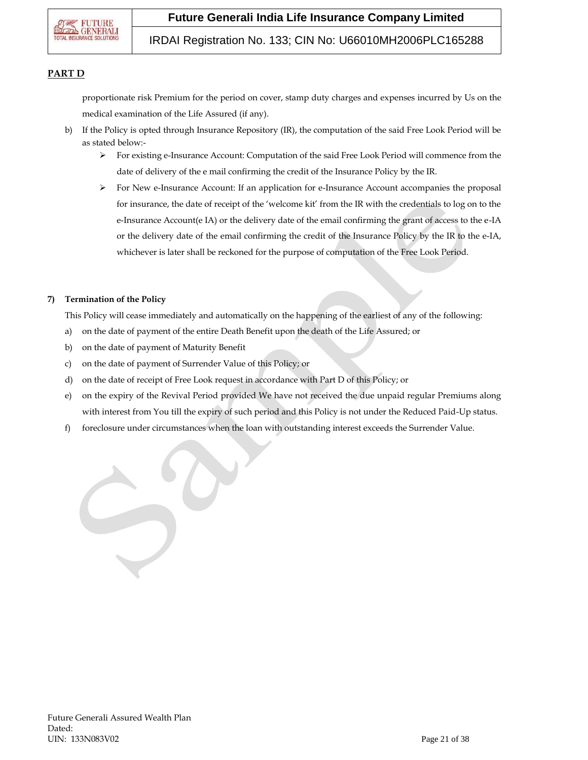**PART D**

proportionate risk Premium for the period on cover, stamp duty charges and expenses incurred by Us on the medical examination of the Life Assured (if any).

b) If the Policy is opted through Insurance Repository (IR), the computation of the said Free Look Period will be as stated below:-

   - For existing e-Insurance Account: Computation of the said Free Look Period will commence from the date of delivery of the e mail confirming the credit of the Insurance Policy by the IR.
   - For New e-Insurance Account: If an application for e-Insurance Account accompanies the proposal for insurance, the date of receipt of the 'welcome kit' from the IR with the credentials to log on to the e-Insurance Account(e IA) or the delivery date of the email confirming the grant of access to the e-IA or the delivery date of the email confirming the credit of the Insurance Policy by the IR to the e-IA, whichever is later shall be reckoned for the purpose of computation of the Free Look Period.

**7) Termination of the Policy**

This Policy will cease immediately and automatically on the happening of the earliest of any of the following:

a) on the date of payment of the entire Death Benefit upon the death of the Life Assured; or

b) on the date of payment of Maturity Benefit

c) on the date of payment of Surrender Value of this Policy; or

d) on the date of receipt of Free Look request in accordance with Part D of this Policy; or

e) on the expiry of the Revival Period provided We have not received the due unpaid regular Premiums along with interest from You till the expiry of such period and this Policy is not under the Reduced Paid-Up status.

f) foreclosure under circumstances when the loan with outstanding interest exceeds the Surrender Value.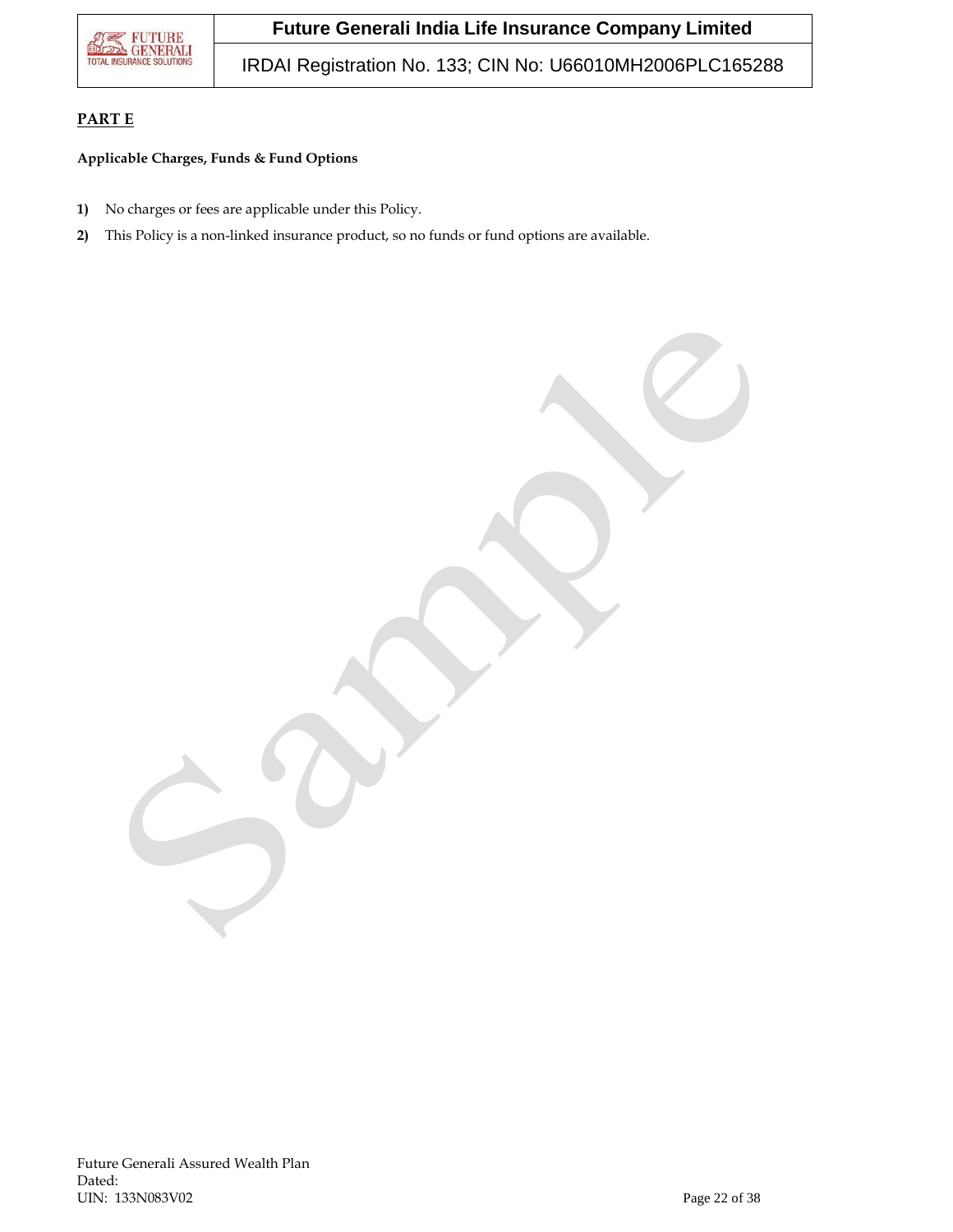## PART E

**Applicable Charges, Funds & Fund Options**

1) No charges or fees are applicable under this Policy.
2) This Policy is a non-linked insurance product, so no funds or fund options are available.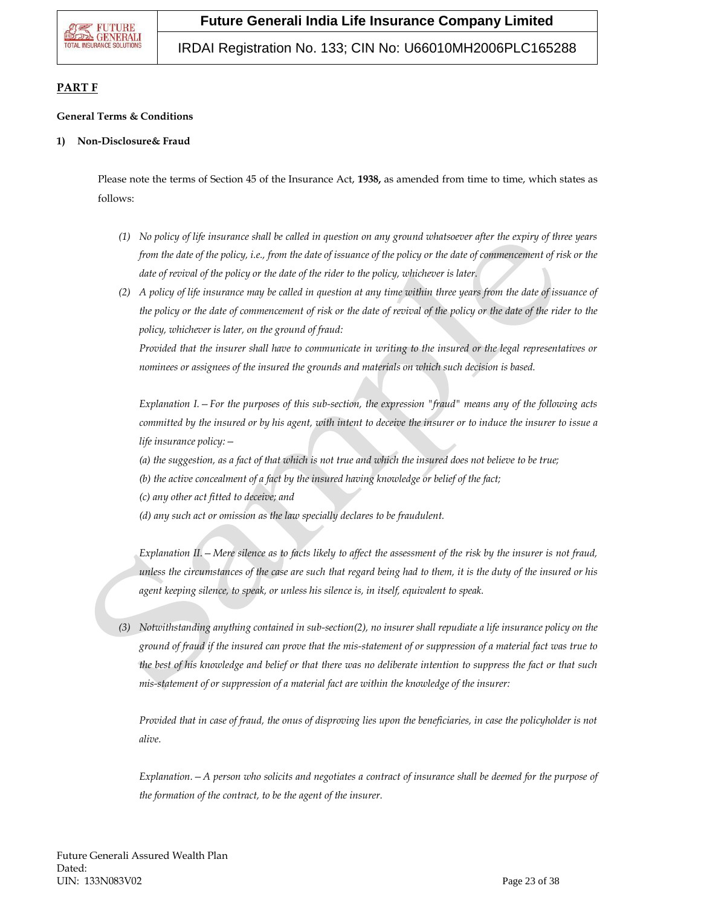## PART F

**General Terms & Conditions**

**1) Non-Disclosure& Fraud**

Please note the terms of Section 45 of the Insurance Act, **1938,** as amended from time to time, which states as follows:

*(1) No policy of life insurance shall be called in question on any ground whatsoever after the expiry of three years from the date of the policy, i.e., from the date of issuance of the policy or the date of commencement of risk or the date of revival of the policy or the date of the rider to the policy, whichever is later.*

*(2) A policy of life insurance may be called in question at any time within three years from the date of issuance of the policy or the date of commencement of risk or the date of revival of the policy or the date of the rider to the policy, whichever is later, on the ground of fraud:*

*Provided that the insurer shall have to communicate in writing to the insured or the legal representatives or nominees or assignees of the insured the grounds and materials on which such decision is based.*

*Explanation I.—For the purposes of this sub-section, the expression "fraud" means any of the following acts committed by the insured or by his agent, with intent to deceive the insurer or to induce the insurer to issue a life insurance policy:—*

*(a) the suggestion, as a fact of that which is not true and which the insured does not believe to be true;*

*(b) the active concealment of a fact by the insured having knowledge or belief of the fact;*

*(c) any other act fitted to deceive; and*

*(d) any such act or omission as the law specially declares to be fraudulent.*

*Explanation II.—Mere silence as to facts likely to affect the assessment of the risk by the insurer is not fraud, unless the circumstances of the case are such that regard being had to them, it is the duty of the insured or his agent keeping silence, to speak, or unless his silence is, in itself, equivalent to speak.*

*(3) Notwithstanding anything contained in sub-section(2), no insurer shall repudiate a life insurance policy on the ground of fraud if the insured can prove that the mis-statement of or suppression of a material fact was true to the best of his knowledge and belief or that there was no deliberate intention to suppress the fact or that such mis-statement of or suppression of a material fact are within the knowledge of the insurer:*

*Provided that in case of fraud, the onus of disproving lies upon the beneficiaries, in case the policyholder is not alive.*

*Explanation.—A person who solicits and negotiates a contract of insurance shall be deemed for the purpose of the formation of the contract, to be the agent of the insurer.*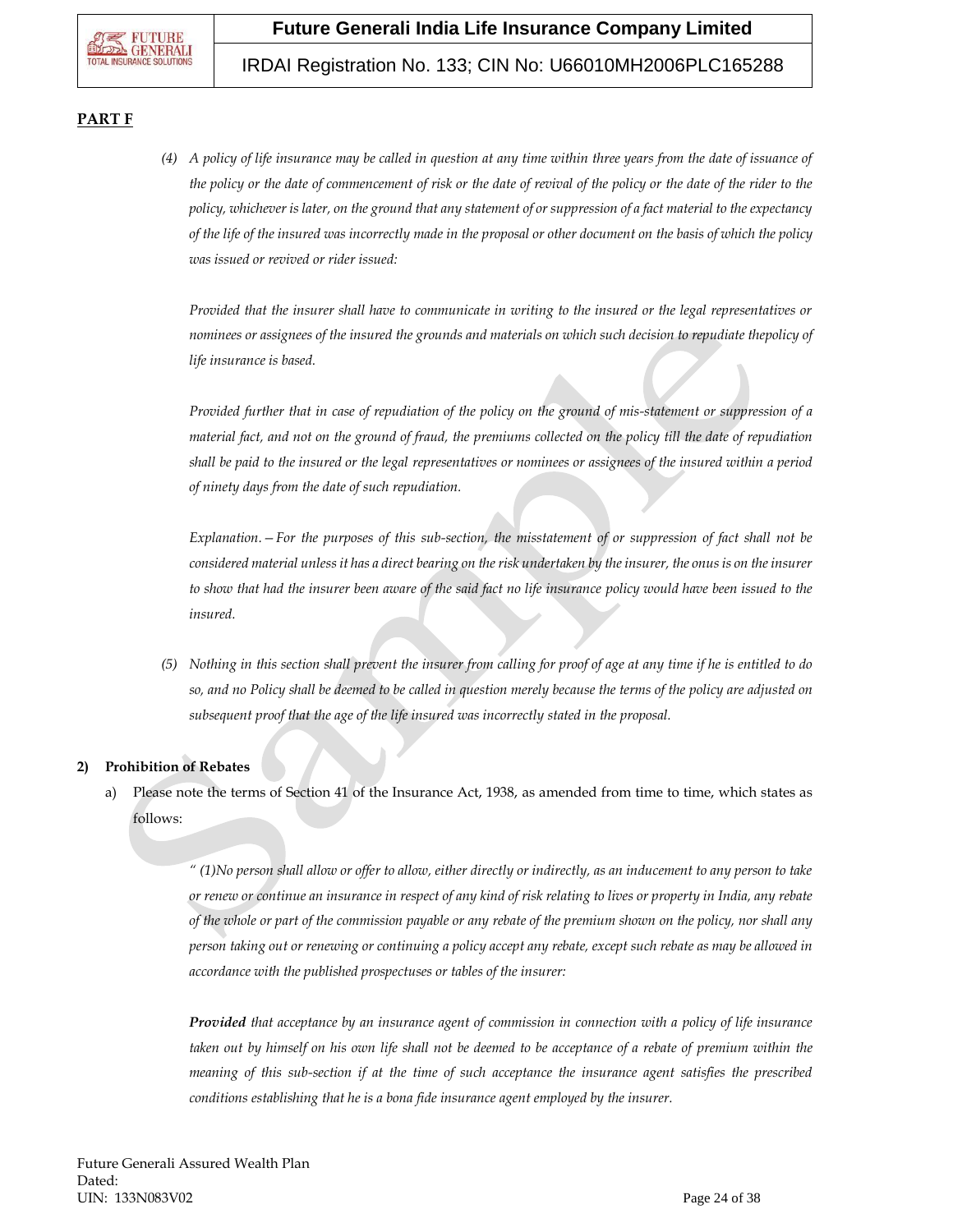**PART F**

(4) *A policy of life insurance may be called in question at any time within three years from the date of issuance of the policy or the date of commencement of risk or the date of revival of the policy or the date of the rider to the policy, whichever is later, on the ground that any statement of or suppression of a fact material to the expectancy of the life of the insured was incorrectly made in the proposal or other document on the basis of which the policy was issued or revived or rider issued:*

*Provided that the insurer shall have to communicate in writing to the insured or the legal representatives or nominees or assignees of the insured the grounds and materials on which such decision to repudiate thepolicy of life insurance is based.*

*Provided further that in case of repudiation of the policy on the ground of mis-statement or suppression of a material fact, and not on the ground of fraud, the premiums collected on the policy till the date of repudiation shall be paid to the insured or the legal representatives or nominees or assignees of the insured within a period of ninety days from the date of such repudiation.*

*Explanation.—For the purposes of this sub-section, the misstatement of or suppression of fact shall not be considered material unless it has a direct bearing on the risk undertaken by the insurer, the onus is on the insurer to show that had the insurer been aware of the said fact no life insurance policy would have been issued to the insured.*

(5) *Nothing in this section shall prevent the insurer from calling for proof of age at any time if he is entitled to do so, and no Policy shall be deemed to be called in question merely because the terms of the policy are adjusted on subsequent proof that the age of the life insured was incorrectly stated in the proposal.*

**2) Prohibition of Rebates**

a) Please note the terms of Section 41 of the Insurance Act, 1938, as amended from time to time, which states as follows:

*" (1)No person shall allow or offer to allow, either directly or indirectly, as an inducement to any person to take or renew or continue an insurance in respect of any kind of risk relating to lives or property in India, any rebate of the whole or part of the commission payable or any rebate of the premium shown on the policy, nor shall any person taking out or renewing or continuing a policy accept any rebate, except such rebate as may be allowed in accordance with the published prospectuses or tables of the insurer:*

***Provided*** *that acceptance by an insurance agent of commission in connection with a policy of life insurance taken out by himself on his own life shall not be deemed to be acceptance of a rebate of premium within the meaning of this sub-section if at the time of such acceptance the insurance agent satisfies the prescribed conditions establishing that he is a bona fide insurance agent employed by the insurer.*

Future Generali Assured Wealth Plan
Dated:
UIN: 133N083V02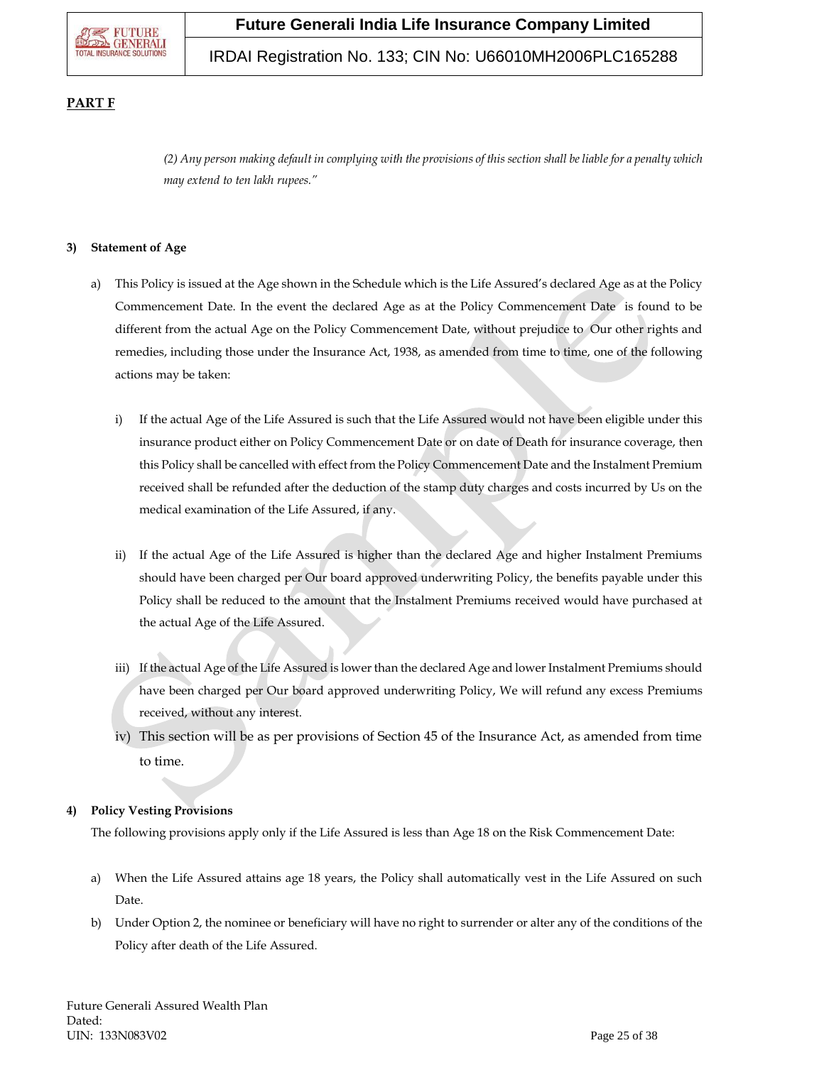**PART F**

*(2) Any person making default in complying with the provisions of this section shall be liable for a penalty which may extend to ten lakh rupees."*

**3) Statement of Age**

a) This Policy is issued at the Age shown in the Schedule which is the Life Assured's declared Age as at the Policy Commencement Date. In the event the declared Age as at the Policy Commencement Date is found to be different from the actual Age on the Policy Commencement Date, without prejudice to Our other rights and remedies, including those under the Insurance Act, 1938, as amended from time to time, one of the following actions may be taken:

   i) If the actual Age of the Life Assured is such that the Life Assured would not have been eligible under this insurance product either on Policy Commencement Date or on date of Death for insurance coverage, then this Policy shall be cancelled with effect from the Policy Commencement Date and the Instalment Premium received shall be refunded after the deduction of the stamp duty charges and costs incurred by Us on the medical examination of the Life Assured, if any.

   ii) If the actual Age of the Life Assured is higher than the declared Age and higher Instalment Premiums should have been charged per Our board approved underwriting Policy, the benefits payable under this Policy shall be reduced to the amount that the Instalment Premiums received would have purchased at the actual Age of the Life Assured.

   iii) If the actual Age of the Life Assured is lower than the declared Age and lower Instalment Premiums should have been charged per Our board approved underwriting Policy, We will refund any excess Premiums received, without any interest.

   iv) This section will be as per provisions of Section 45 of the Insurance Act, as amended from time to time.

**4) Policy Vesting Provisions**

The following provisions apply only if the Life Assured is less than Age 18 on the Risk Commencement Date:

a) When the Life Assured attains age 18 years, the Policy shall automatically vest in the Life Assured on such Date.

b) Under Option 2, the nominee or beneficiary will have no right to surrender or alter any of the conditions of the Policy after death of the Life Assured.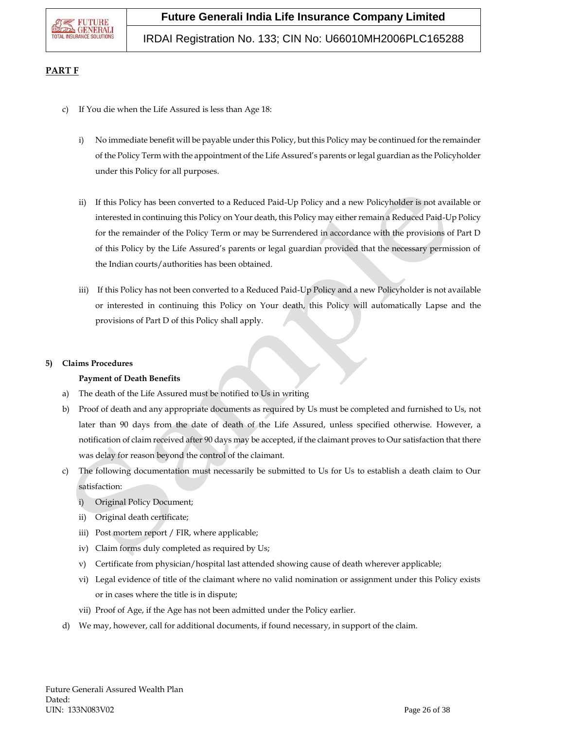**PART F**

c) If You die when the Life Assured is less than Age 18:

i) No immediate benefit will be payable under this Policy, but this Policy may be continued for the remainder of the Policy Term with the appointment of the Life Assured's parents or legal guardian as the Policyholder under this Policy for all purposes.

ii) If this Policy has been converted to a Reduced Paid-Up Policy and a new Policyholder is not available or interested in continuing this Policy on Your death, this Policy may either remain a Reduced Paid-Up Policy for the remainder of the Policy Term or may be Surrendered in accordance with the provisions of Part D of this Policy by the Life Assured's parents or legal guardian provided that the necessary permission of the Indian courts/authorities has been obtained.

iii) If this Policy has not been converted to a Reduced Paid-Up Policy and a new Policyholder is not available or interested in continuing this Policy on Your death, this Policy will automatically Lapse and the provisions of Part D of this Policy shall apply.

**5) Claims Procedures**

**Payment of Death Benefits**

a) The death of the Life Assured must be notified to Us in writing

b) Proof of death and any appropriate documents as required by Us must be completed and furnished to Us, not later than 90 days from the date of death of the Life Assured, unless specified otherwise. However, a notification of claim received after 90 days may be accepted, if the claimant proves to Our satisfaction that there was delay for reason beyond the control of the claimant.

c) The following documentation must necessarily be submitted to Us for Us to establish a death claim to Our satisfaction:

i) Original Policy Document;

ii) Original death certificate;

iii) Post mortem report / FIR, where applicable;

iv) Claim forms duly completed as required by Us;

v) Certificate from physician/hospital last attended showing cause of death wherever applicable;

vi) Legal evidence of title of the claimant where no valid nomination or assignment under this Policy exists or in cases where the title is in dispute;

vii) Proof of Age, if the Age has not been admitted under the Policy earlier.

d) We may, however, call for additional documents, if found necessary, in support of the claim.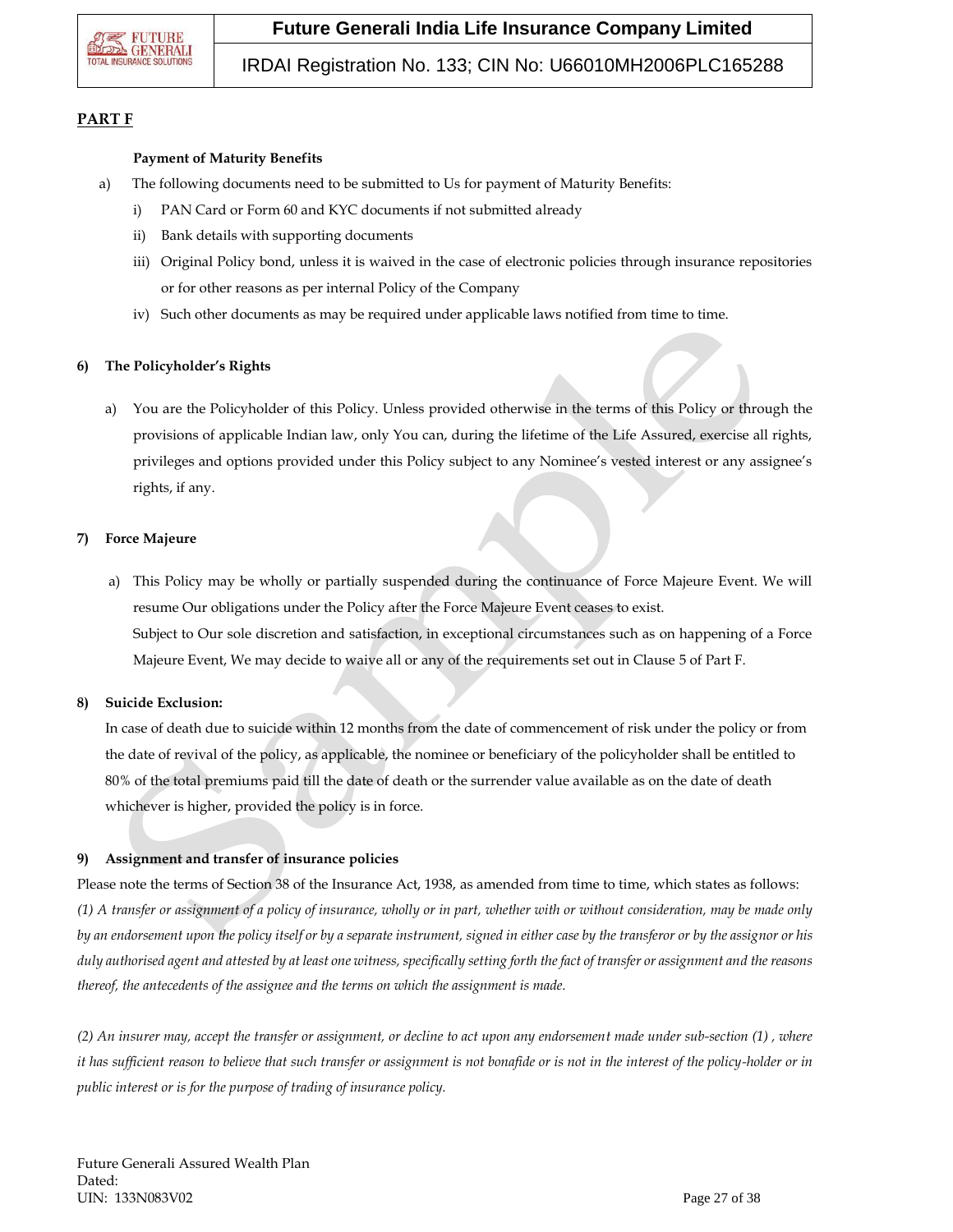**PART F**

**Payment of Maturity Benefits**

a) The following documents need to be submitted to Us for payment of Maturity Benefits:

   i) PAN Card or Form 60 and KYC documents if not submitted already

   ii) Bank details with supporting documents

   iii) Original Policy bond, unless it is waived in the case of electronic policies through insurance repositories or for other reasons as per internal Policy of the Company

   iv) Such other documents as may be required under applicable laws notified from time to time.

**6) The Policyholder's Rights**

a) You are the Policyholder of this Policy. Unless provided otherwise in the terms of this Policy or through the provisions of applicable Indian law, only You can, during the lifetime of the Life Assured, exercise all rights, privileges and options provided under this Policy subject to any Nominee's vested interest or any assignee's rights, if any.

**7) Force Majeure**

a) This Policy may be wholly or partially suspended during the continuance of Force Majeure Event. We will resume Our obligations under the Policy after the Force Majeure Event ceases to exist.
Subject to Our sole discretion and satisfaction, in exceptional circumstances such as on happening of a Force Majeure Event, We may decide to waive all or any of the requirements set out in Clause 5 of Part F.

**8) Suicide Exclusion:**

In case of death due to suicide within 12 months from the date of commencement of risk under the policy or from the date of revival of the policy, as applicable, the nominee or beneficiary of the policyholder shall be entitled to 80% of the total premiums paid till the date of death or the surrender value available as on the date of death whichever is higher, provided the policy is in force.

**9) Assignment and transfer of insurance policies**

Please note the terms of Section 38 of the Insurance Act, 1938, as amended from time to time, which states as follows:
*(1) A transfer or assignment of a policy of insurance, wholly or in part, whether with or without consideration, may be made only by an endorsement upon the policy itself or by a separate instrument, signed in either case by the transferor or by the assignor or his duly authorised agent and attested by at least one witness, specifically setting forth the fact of transfer or assignment and the reasons thereof, the antecedents of the assignee and the terms on which the assignment is made.*

*(2) An insurer may, accept the transfer or assignment, or decline to act upon any endorsement made under sub-section (1) , where it has sufficient reason to believe that such transfer or assignment is not bonafide or is not in the interest of the policy-holder or in public interest or is for the purpose of trading of insurance policy.*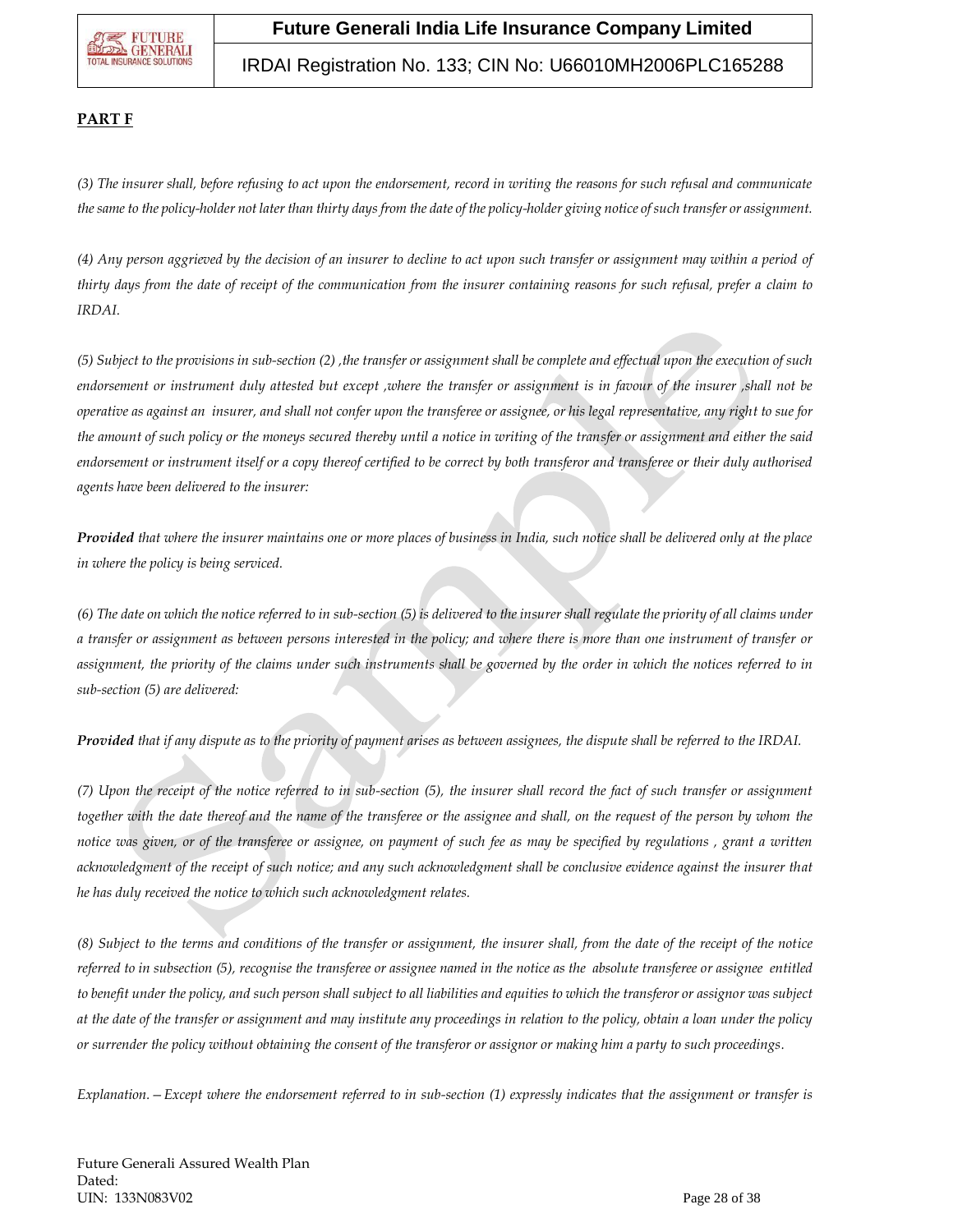## PART F

*(3) The insurer shall, before refusing to act upon the endorsement, record in writing the reasons for such refusal and communicate the same to the policy-holder not later than thirty days from the date of the policy-holder giving notice of such transfer or assignment.*

*(4) Any person aggrieved by the decision of an insurer to decline to act upon such transfer or assignment may within a period of thirty days from the date of receipt of the communication from the insurer containing reasons for such refusal, prefer a claim to IRDAI.*

*(5) Subject to the provisions in sub-section (2) ,the transfer or assignment shall be complete and effectual upon the execution of such endorsement or instrument duly attested but except ,where the transfer or assignment is in favour of the insurer ,shall not be operative as against an insurer, and shall not confer upon the transferee or assignee, or his legal representative, any right to sue for the amount of such policy or the moneys secured thereby until a notice in writing of the transfer or assignment and either the said endorsement or instrument itself or a copy thereof certified to be correct by both transferor and transferee or their duly authorised agents have been delivered to the insurer:*

***Provided** that where the insurer maintains one or more places of business in India, such notice shall be delivered only at the place in where the policy is being serviced.*

*(6) The date on which the notice referred to in sub-section (5) is delivered to the insurer shall regulate the priority of all claims under a transfer or assignment as between persons interested in the policy; and where there is more than one instrument of transfer or assignment, the priority of the claims under such instruments shall be governed by the order in which the notices referred to in sub-section (5) are delivered:*

***Provided** that if any dispute as to the priority of payment arises as between assignees, the dispute shall be referred to the IRDAI.*

*(7) Upon the receipt of the notice referred to in sub-section (5), the insurer shall record the fact of such transfer or assignment together with the date thereof and the name of the transferee or the assignee and shall, on the request of the person by whom the notice was given, or of the transferee or assignee, on payment of such fee as may be specified by regulations , grant a written acknowledgment of the receipt of such notice; and any such acknowledgment shall be conclusive evidence against the insurer that he has duly received the notice to which such acknowledgment relates.*

*(8) Subject to the terms and conditions of the transfer or assignment, the insurer shall, from the date of the receipt of the notice referred to in subsection (5), recognise the transferee or assignee named in the notice as the absolute transferee or assignee entitled to benefit under the policy, and such person shall subject to all liabilities and equities to which the transferor or assignor was subject at the date of the transfer or assignment and may institute any proceedings in relation to the policy, obtain a loan under the policy or surrender the policy without obtaining the consent of the transferor or assignor or making him a party to such proceedings.*

*Explanation.—Except where the endorsement referred to in sub-section (1) expressly indicates that the assignment or transfer is*

Future Generali Assured Wealth Plan
Dated:
UIN: 133N083V02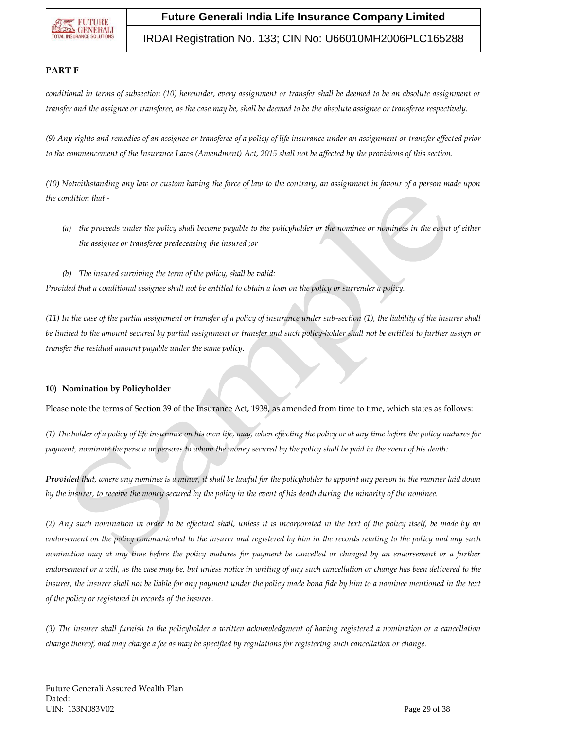## PART F

*conditional in terms of subsection (10) hereunder, every assignment or transfer shall be deemed to be an absolute assignment or transfer and the assignee or transferee, as the case may be, shall be deemed to be the absolute assignee or transferee respectively.*

*(9) Any rights and remedies of an assignee or transferee of a policy of life insurance under an assignment or transfer effected prior to the commencement of the Insurance Laws (Amendment) Act, 2015 shall not be affected by the provisions of this section.*

*(10) Notwithstanding any law or custom having the force of law to the contrary, an assignment in favour of a person made upon the condition that -*

- *(a) the proceeds under the policy shall become payable to the policyholder or the nominee or nominees in the event of either the assignee or transferee predeceasing the insured ;or*

- *(b) The insured surviving the term of the policy, shall be valid:*

*Provided that a conditional assignee shall not be entitled to obtain a loan on the policy or surrender a policy.*

*(11) In the case of the partial assignment or transfer of a policy of insurance under sub-section (1), the liability of the insurer shall be limited to the amount secured by partial assignment or transfer and such policy-holder shall not be entitled to further assign or transfer the residual amount payable under the same policy.*

### 10) Nomination by Policyholder

Please note the terms of Section 39 of the Insurance Act, 1938, as amended from time to time, which states as follows:

*(1) The holder of a policy of life insurance on his own life, may, when effecting the policy or at any time before the policy matures for payment, nominate the person or persons to whom the money secured by the policy shall be paid in the event of his death:*

***Provided** that, where any nominee is a minor, it shall be lawful for the policyholder to appoint any person in the manner laid down by the insurer, to receive the money secured by the policy in the event of his death during the minority of the nominee.*

*(2) Any such nomination in order to be effectual shall, unless it is incorporated in the text of the policy itself, be made by an endorsement on the policy communicated to the insurer and registered by him in the records relating to the policy and any such nomination may at any time before the policy matures for payment be cancelled or changed by an endorsement or a further endorsement or a will, as the case may be, but unless notice in writing of any such cancellation or change has been delivered to the insurer, the insurer shall not be liable for any payment under the policy made bona fide by him to a nominee mentioned in the text of the policy or registered in records of the insurer.*

*(3) The insurer shall furnish to the policyholder a written acknowledgment of having registered a nomination or a cancellation change thereof, and may charge a fee as may be specified by regulations for registering such cancellation or change.*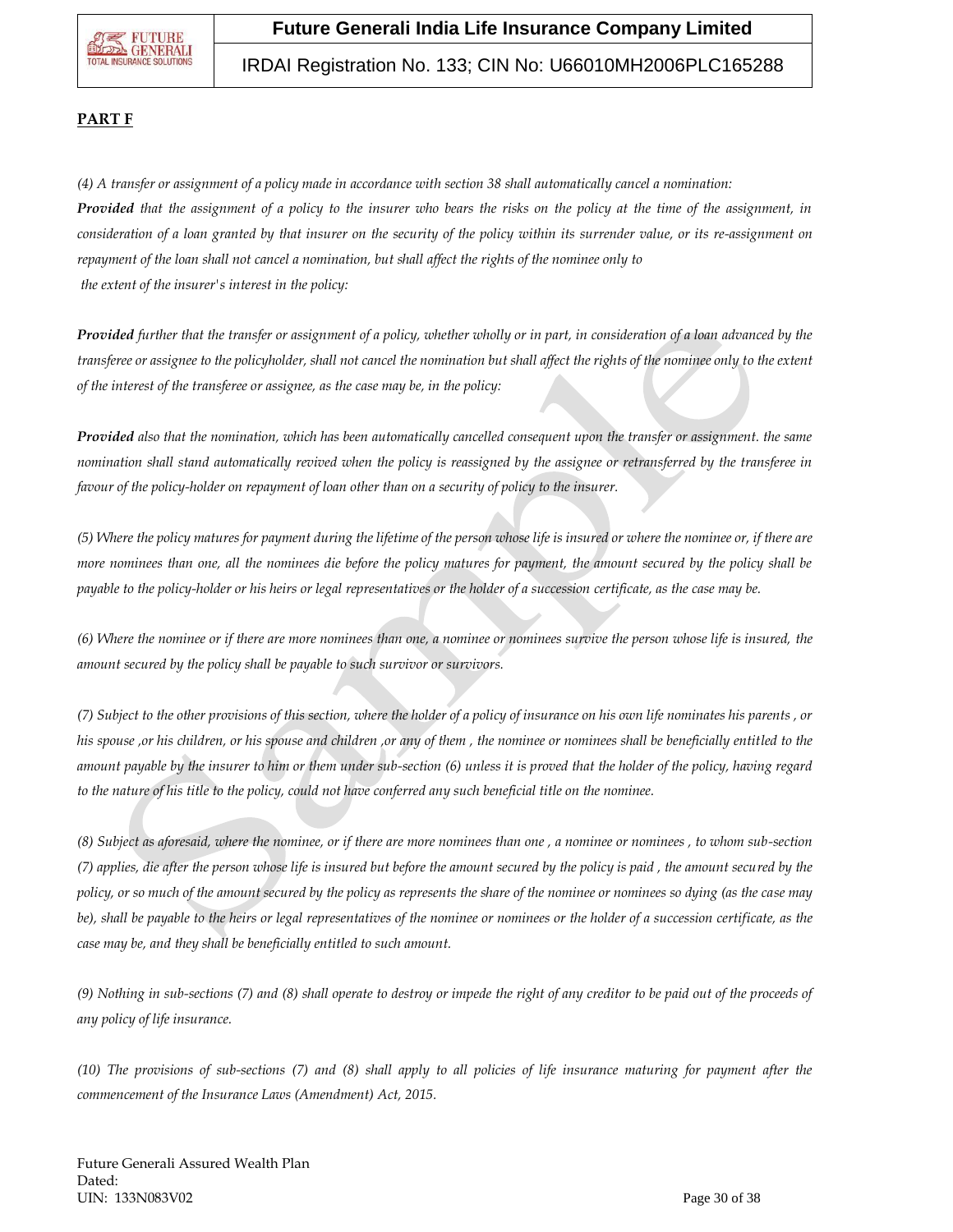**PART F**

*(4) A transfer or assignment of a policy made in accordance with section 38 shall automatically cancel a nomination:*
***Provided*** *that the assignment of a policy to the insurer who bears the risks on the policy at the time of the assignment, in consideration of a loan granted by that insurer on the security of the policy within its surrender value, or its re-assignment on repayment of the loan shall not cancel a nomination, but shall affect the rights of the nominee only to the extent of the insurer's interest in the policy:*

***Provided*** *further that the transfer or assignment of a policy, whether wholly or in part, in consideration of a loan advanced by the transferee or assignee to the policyholder, shall not cancel the nomination but shall affect the rights of the nominee only to the extent of the interest of the transferee or assignee, as the case may be, in the policy:*

***Provided*** *also that the nomination, which has been automatically cancelled consequent upon the transfer or assignment. the same nomination shall stand automatically revived when the policy is reassigned by the assignee or retransferred by the transferee in favour of the policy-holder on repayment of loan other than on a security of policy to the insurer.*

*(5) Where the policy matures for payment during the lifetime of the person whose life is insured or where the nominee or, if there are more nominees than one, all the nominees die before the policy matures for payment, the amount secured by the policy shall be payable to the policy-holder or his heirs or legal representatives or the holder of a succession certificate, as the case may be.*

*(6) Where the nominee or if there are more nominees than one, a nominee or nominees survive the person whose life is insured, the amount secured by the policy shall be payable to such survivor or survivors.*

*(7) Subject to the other provisions of this section, where the holder of a policy of insurance on his own life nominates his parents , or his spouse ,or his children, or his spouse and children ,or any of them , the nominee or nominees shall be beneficially entitled to the amount payable by the insurer to him or them under sub-section (6) unless it is proved that the holder of the policy, having regard to the nature of his title to the policy, could not have conferred any such beneficial title on the nominee.*

*(8) Subject as aforesaid, where the nominee, or if there are more nominees than one , a nominee or nominees , to whom sub-section (7) applies, die after the person whose life is insured but before the amount secured by the policy is paid , the amount secured by the policy, or so much of the amount secured by the policy as represents the share of the nominee or nominees so dying (as the case may be), shall be payable to the heirs or legal representatives of the nominee or nominees or the holder of a succession certificate, as the case may be, and they shall be beneficially entitled to such amount.*

*(9) Nothing in sub-sections (7) and (8) shall operate to destroy or impede the right of any creditor to be paid out of the proceeds of any policy of life insurance.*

*(10) The provisions of sub-sections (7) and (8) shall apply to all policies of life insurance maturing for payment after the commencement of the Insurance Laws (Amendment) Act, 2015.*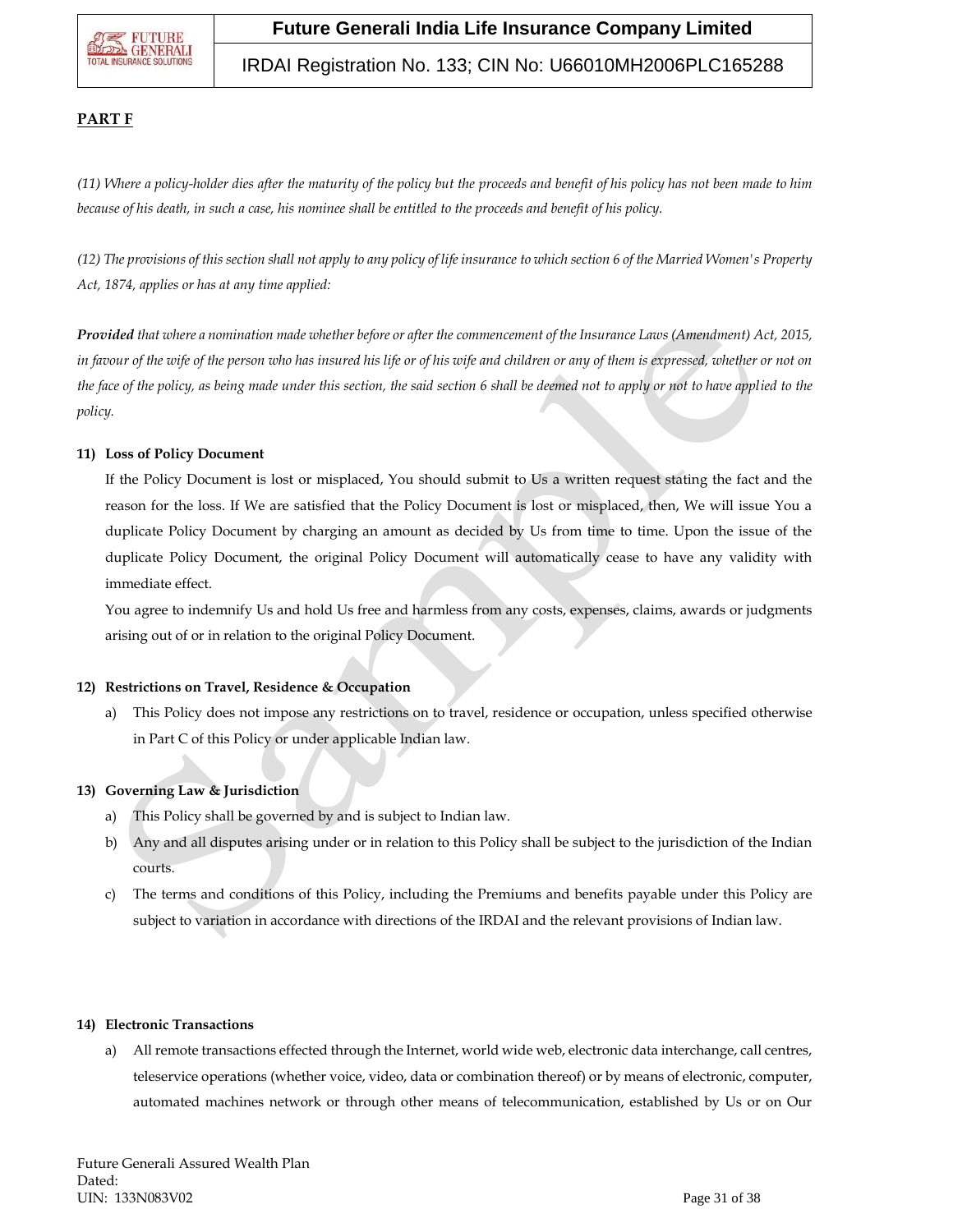**PART F**

*(11) Where a policy-holder dies after the maturity of the policy but the proceeds and benefit of his policy has not been made to him because of his death, in such a case, his nominee shall be entitled to the proceeds and benefit of his policy.*

*(12) The provisions of this section shall not apply to any policy of life insurance to which section 6 of the Married Women's Property Act, 1874, applies or has at any time applied:*

***Provided** that where a nomination made whether before or after the commencement of the Insurance Laws (Amendment) Act, 2015, in favour of the wife of the person who has insured his life or of his wife and children or any of them is expressed, whether or not on the face of the policy, as being made under this section, the said section 6 shall be deemed not to apply or not to have applied to the policy.*

**11) Loss of Policy Document**

If the Policy Document is lost or misplaced, You should submit to Us a written request stating the fact and the reason for the loss. If We are satisfied that the Policy Document is lost or misplaced, then, We will issue You a duplicate Policy Document by charging an amount as decided by Us from time to time. Upon the issue of the duplicate Policy Document, the original Policy Document will automatically cease to have any validity with immediate effect.

You agree to indemnify Us and hold Us free and harmless from any costs, expenses, claims, awards or judgments arising out of or in relation to the original Policy Document.

**12) Restrictions on Travel, Residence & Occupation**

a) This Policy does not impose any restrictions on to travel, residence or occupation, unless specified otherwise in Part C of this Policy or under applicable Indian law.

**13) Governing Law & Jurisdiction**

a) This Policy shall be governed by and is subject to Indian law.

b) Any and all disputes arising under or in relation to this Policy shall be subject to the jurisdiction of the Indian courts.

c) The terms and conditions of this Policy, including the Premiums and benefits payable under this Policy are subject to variation in accordance with directions of the IRDAI and the relevant provisions of Indian law.

**14) Electronic Transactions**

a) All remote transactions effected through the Internet, world wide web, electronic data interchange, call centres, teleservice operations (whether voice, video, data or combination thereof) or by means of electronic, computer, automated machines network or through other means of telecommunication, established by Us or on Our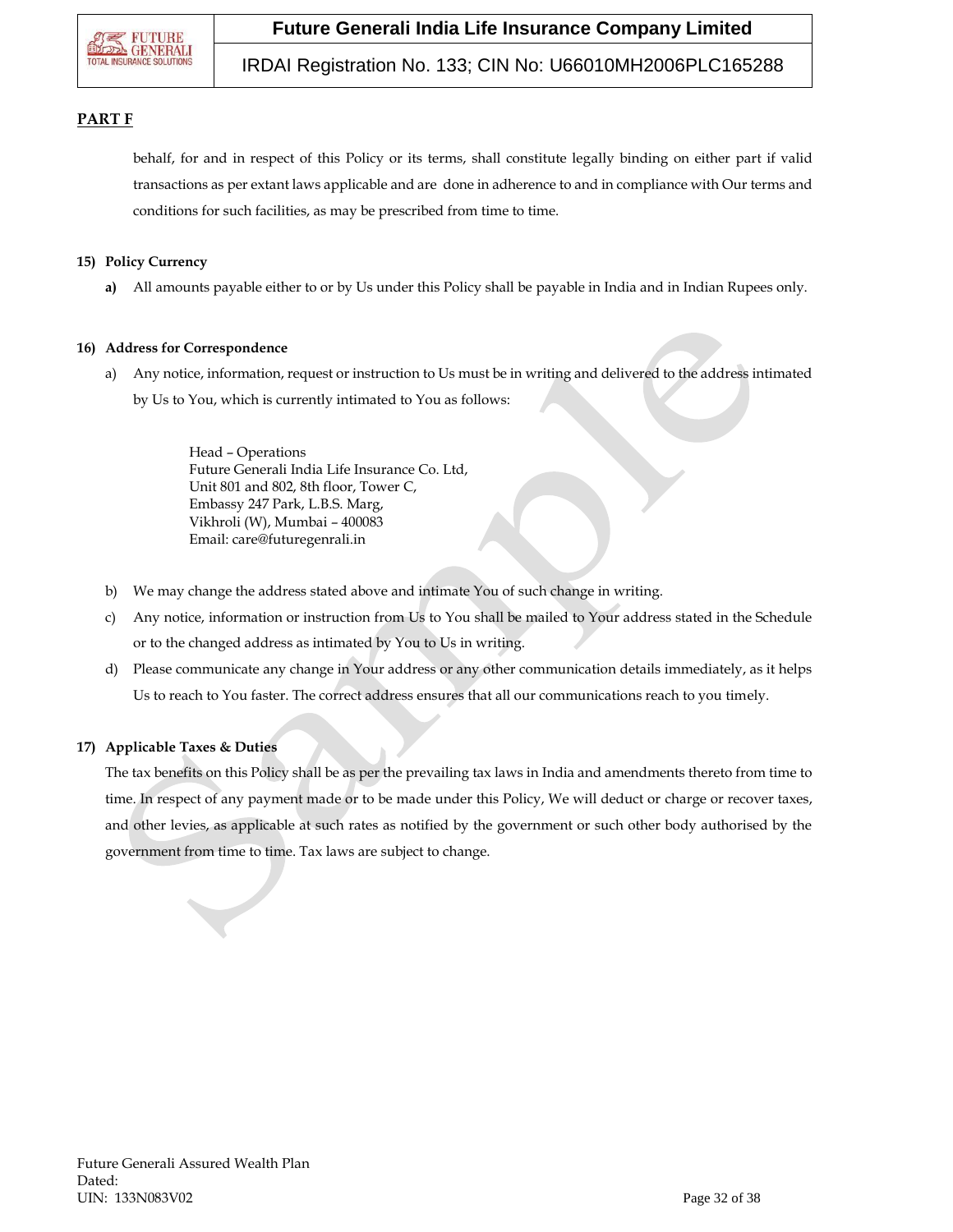**PART F**

behalf, for and in respect of this Policy or its terms, shall constitute legally binding on either part if valid transactions as per extant laws applicable and are done in adherence to and in compliance with Our terms and conditions for such facilities, as may be prescribed from time to time.

**15) Policy Currency**

**a)** All amounts payable either to or by Us under this Policy shall be payable in India and in Indian Rupees only.

**16) Address for Correspondence**

a) Any notice, information, request or instruction to Us must be in writing and delivered to the address intimated by Us to You, which is currently intimated to You as follows:

Head – Operations
Future Generali India Life Insurance Co. Ltd,
Unit 801 and 802, 8th floor, Tower C,
Embassy 247 Park, L.B.S. Marg,
Vikhroli (W), Mumbai – 400083
Email: care@futuregenrali.in

b) We may change the address stated above and intimate You of such change in writing.

c) Any notice, information or instruction from Us to You shall be mailed to Your address stated in the Schedule or to the changed address as intimated by You to Us in writing.

d) Please communicate any change in Your address or any other communication details immediately, as it helps Us to reach to You faster. The correct address ensures that all our communications reach to you timely.

**17) Applicable Taxes & Duties**

The tax benefits on this Policy shall be as per the prevailing tax laws in India and amendments thereto from time to time. In respect of any payment made or to be made under this Policy, We will deduct or charge or recover taxes, and other levies, as applicable at such rates as notified by the government or such other body authorised by the government from time to time. Tax laws are subject to change.

Future Generali Assured Wealth Plan
Dated:
UIN: 133N083V02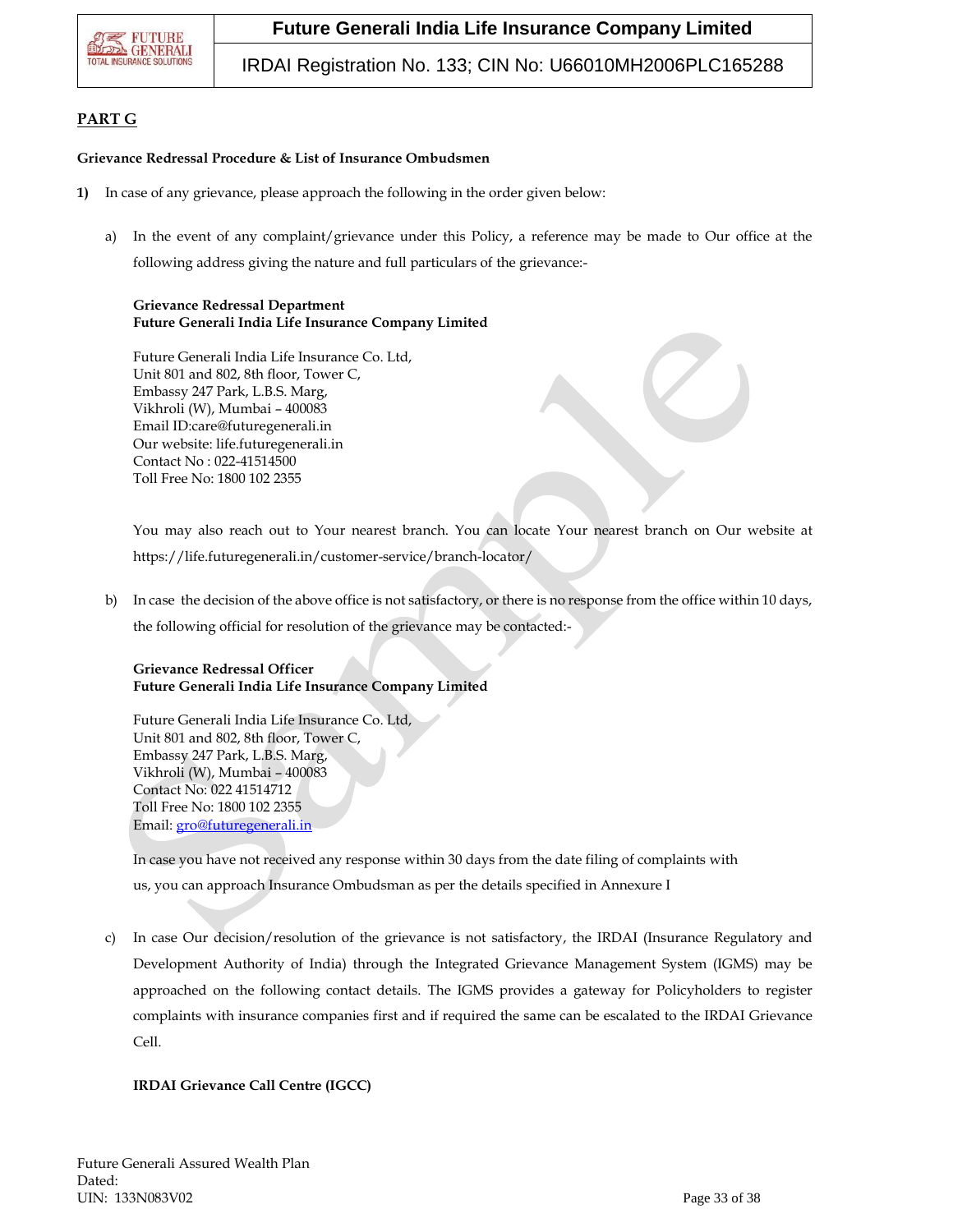## PART G

**Grievance Redressal Procedure & List of Insurance Ombudsmen**

**1)** In case of any grievance, please approach the following in the order given below:

a) In the event of any complaint/grievance under this Policy, a reference may be made to Our office at the following address giving the nature and full particulars of the grievance:-

**Grievance Redressal Department**
**Future Generali India Life Insurance Company Limited**

Future Generali India Life Insurance Co. Ltd,
Unit 801 and 802, 8th floor, Tower C,
Embassy 247 Park, L.B.S. Marg,
Vikhroli (W), Mumbai – 400083
Email ID:care@futuregenerali.in
Our website: life.futuregenerali.in
Contact No : 022-41514500
Toll Free No: 1800 102 2355

You may also reach out to Your nearest branch. You can locate Your nearest branch on Our website at https://life.futuregenerali.in/customer-service/branch-locator/

b) In case the decision of the above office is not satisfactory, or there is no response from the office within 10 days, the following official for resolution of the grievance may be contacted:-

**Grievance Redressal Officer**
**Future Generali India Life Insurance Company Limited**

Future Generali India Life Insurance Co. Ltd,
Unit 801 and 802, 8th floor, Tower C,
Embassy 247 Park, L.B.S. Marg,
Vikhroli (W), Mumbai – 400083
Contact No: 022 41514712
Toll Free No: 1800 102 2355
Email: gro@futuregenerali.in

In case you have not received any response within 30 days from the date filing of complaints with us, you can approach Insurance Ombudsman as per the details specified in Annexure I

c) In case Our decision/resolution of the grievance is not satisfactory, the IRDAI (Insurance Regulatory and Development Authority of India) through the Integrated Grievance Management System (IGMS) may be approached on the following contact details. The IGMS provides a gateway for Policyholders to register complaints with insurance companies first and if required the same can be escalated to the IRDAI Grievance Cell.

**IRDAI Grievance Call Centre (IGCC)**

Future Generali Assured Wealth Plan
Dated:
UIN: 133N083V02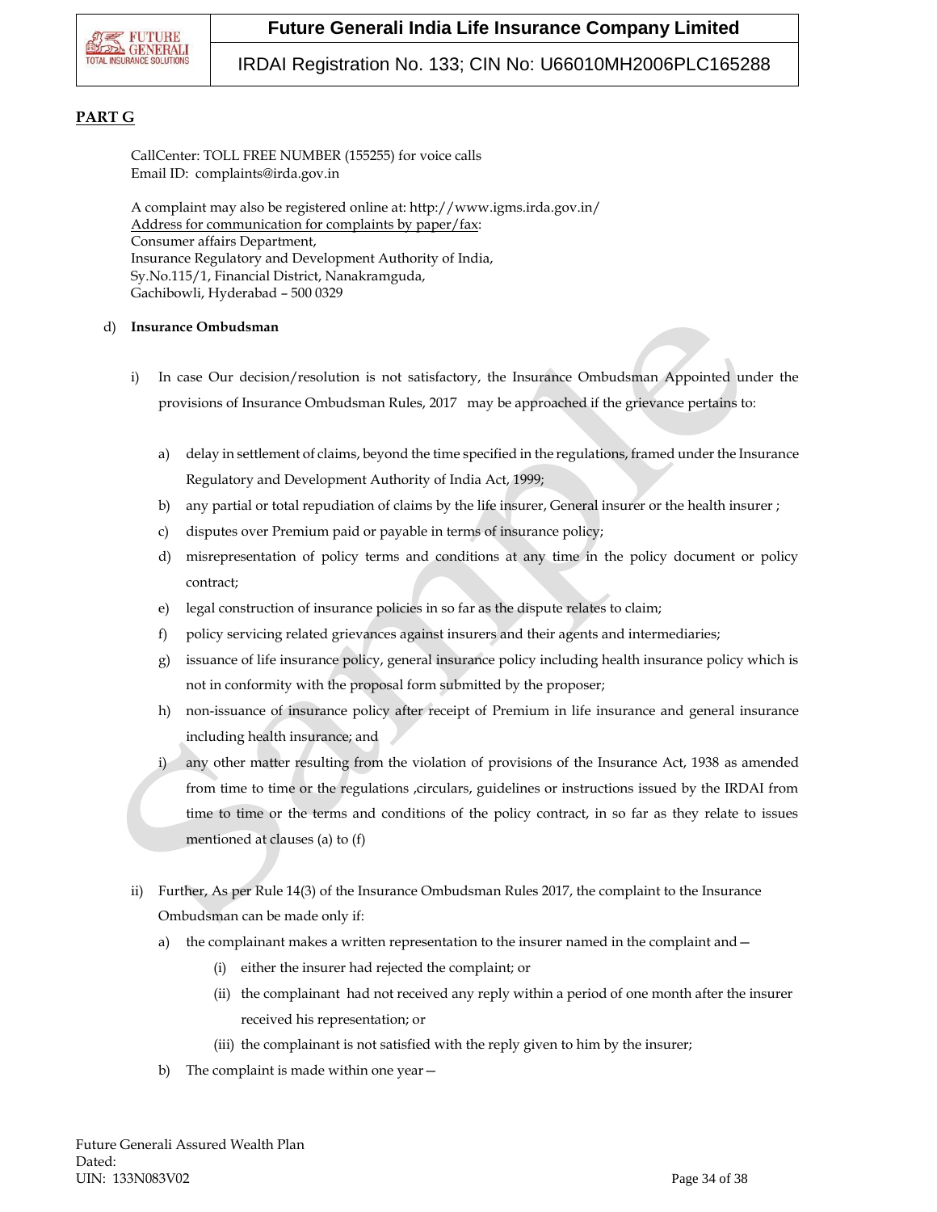## PART G

CallCenter: TOLL FREE NUMBER (155255) for voice calls
Email ID: complaints@irda.gov.in

A complaint may also be registered online at: http://www.igms.irda.gov.in/
Address for communication for complaints by paper/fax:
Consumer affairs Department,
Insurance Regulatory and Development Authority of India,
Sy.No.115/1, Financial District, Nanakramguda,
Gachibowli, Hyderabad – 500 0329

d) **Insurance Ombudsman**

i) In case Our decision/resolution is not satisfactory, the Insurance Ombudsman Appointed under the provisions of Insurance Ombudsman Rules, 2017 may be approached if the grievance pertains to:

   a) delay in settlement of claims, beyond the time specified in the regulations, framed under the Insurance Regulatory and Development Authority of India Act, 1999;
   b) any partial or total repudiation of claims by the life insurer, General insurer or the health insurer ;
   c) disputes over Premium paid or payable in terms of insurance policy;
   d) misrepresentation of policy terms and conditions at any time in the policy document or policy contract;
   e) legal construction of insurance policies in so far as the dispute relates to claim;
   f) policy servicing related grievances against insurers and their agents and intermediaries;
   g) issuance of life insurance policy, general insurance policy including health insurance policy which is not in conformity with the proposal form submitted by the proposer;
   h) non-issuance of insurance policy after receipt of Premium in life insurance and general insurance including health insurance; and
   i) any other matter resulting from the violation of provisions of the Insurance Act, 1938 as amended from time to time or the regulations ,circulars, guidelines or instructions issued by the IRDAI from time to time or the terms and conditions of the policy contract, in so far as they relate to issues mentioned at clauses (a) to (f)

ii) Further, As per Rule 14(3) of the Insurance Ombudsman Rules 2017, the complaint to the Insurance Ombudsman can be made only if:

   a) the complainant makes a written representation to the insurer named in the complaint and—
      (i) either the insurer had rejected the complaint; or
      (ii) the complainant had not received any reply within a period of one month after the insurer received his representation; or
      (iii) the complainant is not satisfied with the reply given to him by the insurer;
   b) The complaint is made within one year—

Future Generali Assured Wealth Plan
Dated:
UIN: 133N083V02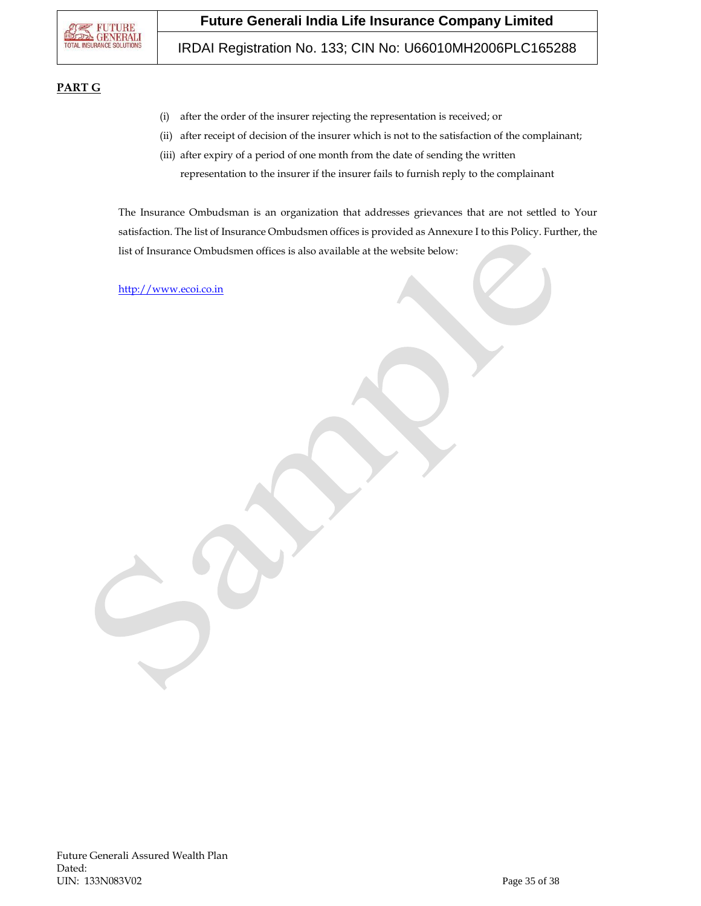**PART G**

(i) after the order of the insurer rejecting the representation is received; or

(ii) after receipt of decision of the insurer which is not to the satisfaction of the complainant;

(iii) after expiry of a period of one month from the date of sending the written representation to the insurer if the insurer fails to furnish reply to the complainant

The Insurance Ombudsman is an organization that addresses grievances that are not settled to Your satisfaction. The list of Insurance Ombudsmen offices is provided as Annexure I to this Policy. Further, the list of Insurance Ombudsmen offices is also available at the website below:

http://www.ecoi.co.in

Future Generali Assured Wealth Plan
Dated:
UIN: 133N083V02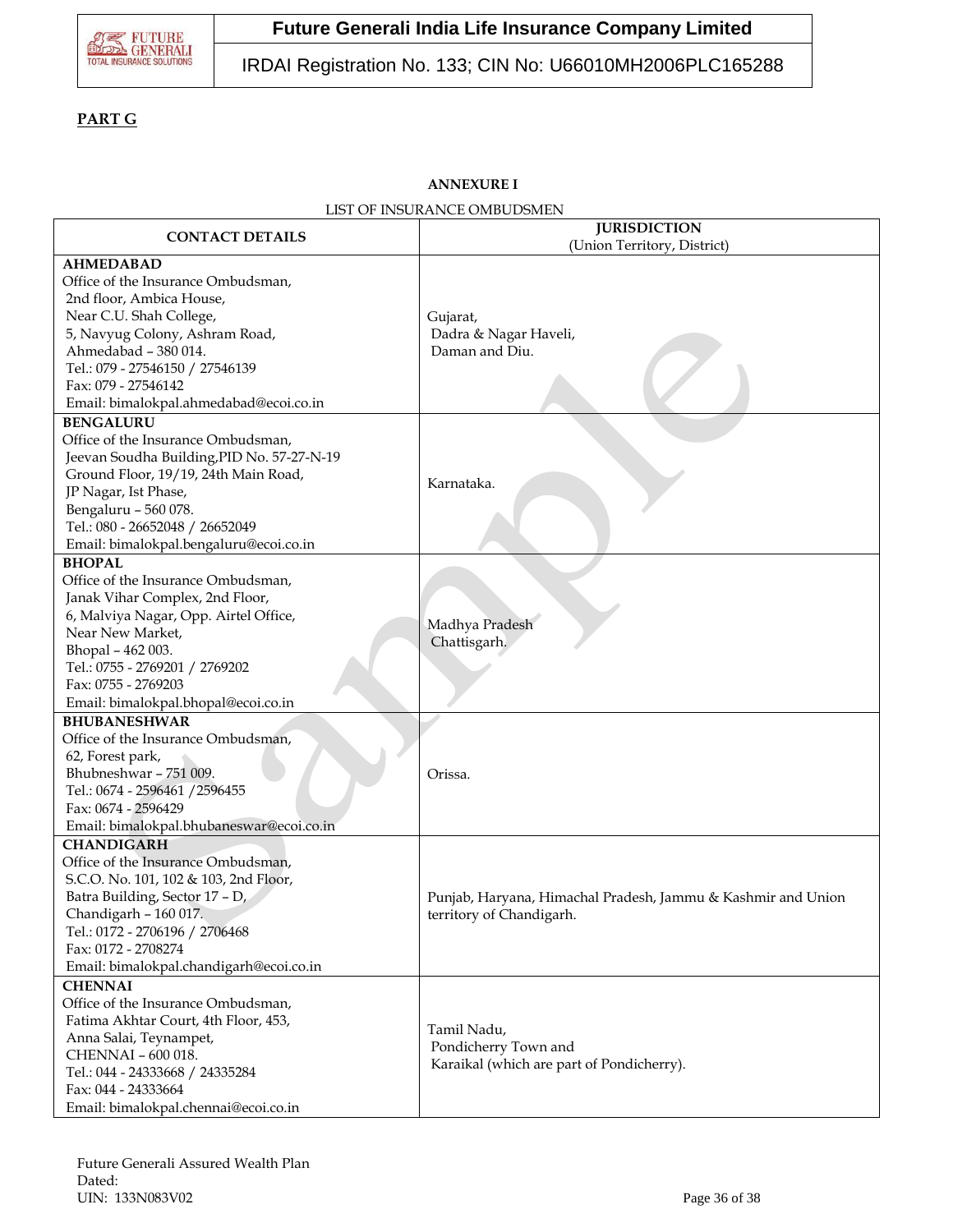**PART G**

**ANNEXURE I**

LIST OF INSURANCE OMBUDSMEN

| CONTACT DETAILS | JURISDICTION (Union Territory, District) |
|---|---|
| **AHMEDABAD**<br>Office of the Insurance Ombudsman,<br>2nd floor, Ambica House,<br>Near C.U. Shah College,<br>5, Navyug Colony, Ashram Road,<br>Ahmedabad – 380 014.<br>Tel.: 079 - 27546150 / 27546139<br>Fax: 079 - 27546142<br>Email: bimalokpal.ahmedabad@ecoi.co.in | Gujarat,<br>Dadra & Nagar Haveli,<br>Daman and Diu. |
| **BENGALURU**<br>Office of the Insurance Ombudsman,<br>Jeevan Soudha Building,PID No. 57-27-N-19<br>Ground Floor, 19/19, 24th Main Road,<br>JP Nagar, Ist Phase,<br>Bengaluru – 560 078.<br>Tel.: 080 - 26652048 / 26652049<br>Email: bimalokpal.bengaluru@ecoi.co.in | Karnataka. |
| **BHOPAL**<br>Office of the Insurance Ombudsman,<br>Janak Vihar Complex, 2nd Floor,<br>6, Malviya Nagar, Opp. Airtel Office,<br>Near New Market,<br>Bhopal – 462 003.<br>Tel.: 0755 - 2769201 / 2769202<br>Fax: 0755 - 2769203<br>Email: bimalokpal.bhopal@ecoi.co.in | Madhya Pradesh<br>Chattisgarh. |
| **BHUBANESHWAR**<br>Office of the Insurance Ombudsman,<br>62, Forest park,<br>Bhubneshwar – 751 009.<br>Tel.: 0674 - 2596461 /2596455<br>Fax: 0674 - 2596429<br>Email: bimalokpal.bhubaneswar@ecoi.co.in | Orissa. |
| **CHANDIGARH**<br>Office of the Insurance Ombudsman,<br>S.C.O. No. 101, 102 & 103, 2nd Floor,<br>Batra Building, Sector 17 – D,<br>Chandigarh – 160 017.<br>Tel.: 0172 - 2706196 / 2706468<br>Fax: 0172 - 2708274<br>Email: bimalokpal.chandigarh@ecoi.co.in | Punjab, Haryana, Himachal Pradesh, Jammu & Kashmir and Union territory of Chandigarh. |
| **CHENNAI**<br>Office of the Insurance Ombudsman,<br>Fatima Akhtar Court, 4th Floor, 453,<br>Anna Salai, Teynampet,<br>CHENNAI – 600 018.<br>Tel.: 044 - 24333668 / 24335284<br>Fax: 044 - 24333664<br>Email: bimalokpal.chennai@ecoi.co.in | Tamil Nadu,<br>Pondicherry Town and<br>Karaikal (which are part of Pondicherry). |

Future Generali Assured Wealth Plan
Dated:
UIN: 133N083V02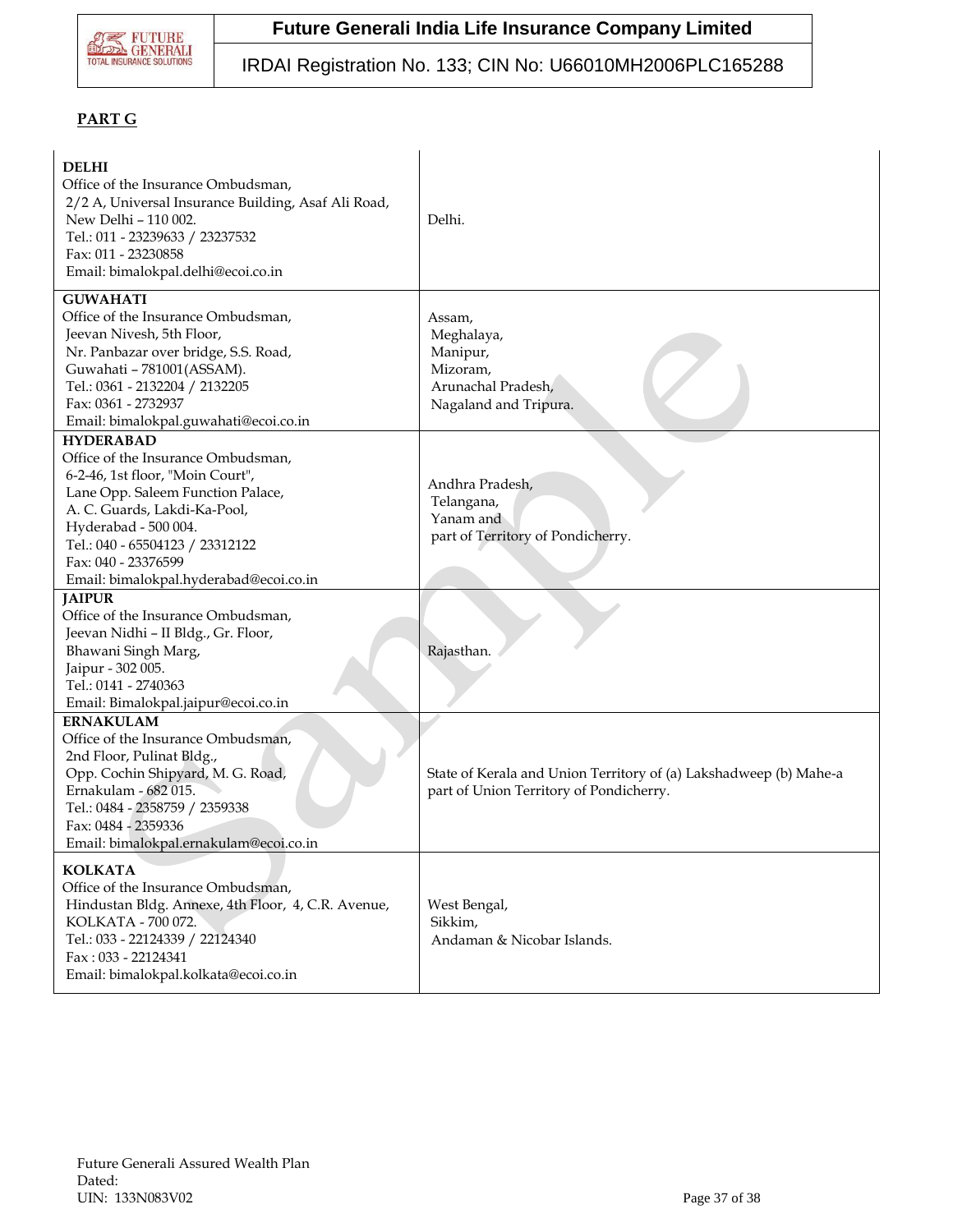## PART G

| | |
|---|---|
| **DELHI**<br>Office of the Insurance Ombudsman,<br>2/2 A, Universal Insurance Building, Asaf Ali Road,<br>New Delhi – 110 002.<br>Tel.: 011 - 23239633 / 23237532<br>Fax: 011 - 23230858<br>Email: bimalokpal.delhi@ecoi.co.in | Delhi. |
| **GUWAHATI**<br>Office of the Insurance Ombudsman,<br>Jeevan Nivesh, 5th Floor,<br>Nr. Panbazar over bridge, S.S. Road,<br>Guwahati – 781001(ASSAM).<br>Tel.: 0361 - 2132204 / 2132205<br>Fax: 0361 - 2732937<br>Email: bimalokpal.guwahati@ecoi.co.in | Assam,<br>Meghalaya,<br>Manipur,<br>Mizoram,<br>Arunachal Pradesh,<br>Nagaland and Tripura. |
| **HYDERABAD**<br>Office of the Insurance Ombudsman,<br>6-2-46, 1st floor, "Moin Court",<br>Lane Opp. Saleem Function Palace,<br>A. C. Guards, Lakdi-Ka-Pool,<br>Hyderabad - 500 004.<br>Tel.: 040 - 65504123 / 23312122<br>Fax: 040 - 23376599<br>Email: bimalokpal.hyderabad@ecoi.co.in | Andhra Pradesh,<br>Telangana,<br>Yanam and<br>part of Territory of Pondicherry. |
| **JAIPUR**<br>Office of the Insurance Ombudsman,<br>Jeevan Nidhi – II Bldg., Gr. Floor,<br>Bhawani Singh Marg,<br>Jaipur - 302 005.<br>Tel.: 0141 - 2740363<br>Email: Bimalokpal.jaipur@ecoi.co.in | Rajasthan. |
| **ERNAKULAM**<br>Office of the Insurance Ombudsman,<br>2nd Floor, Pulinat Bldg.,<br>Opp. Cochin Shipyard, M. G. Road,<br>Ernakulam - 682 015.<br>Tel.: 0484 - 2358759 / 2359338<br>Fax: 0484 - 2359336<br>Email: bimalokpal.ernakulam@ecoi.co.in | State of Kerala and Union Territory of (a) Lakshadweep (b) Mahe-a part of Union Territory of Pondicherry. |
| **KOLKATA**<br>Office of the Insurance Ombudsman,<br>Hindustan Bldg. Annexe, 4th Floor, 4, C.R. Avenue,<br>KOLKATA - 700 072.<br>Tel.: 033 - 22124339 / 22124340<br>Fax : 033 - 22124341<br>Email: bimalokpal.kolkata@ecoi.co.in | West Bengal,<br>Sikkim,<br>Andaman & Nicobar Islands. |

Future Generali Assured Wealth Plan
Dated:
UIN: 133N083V02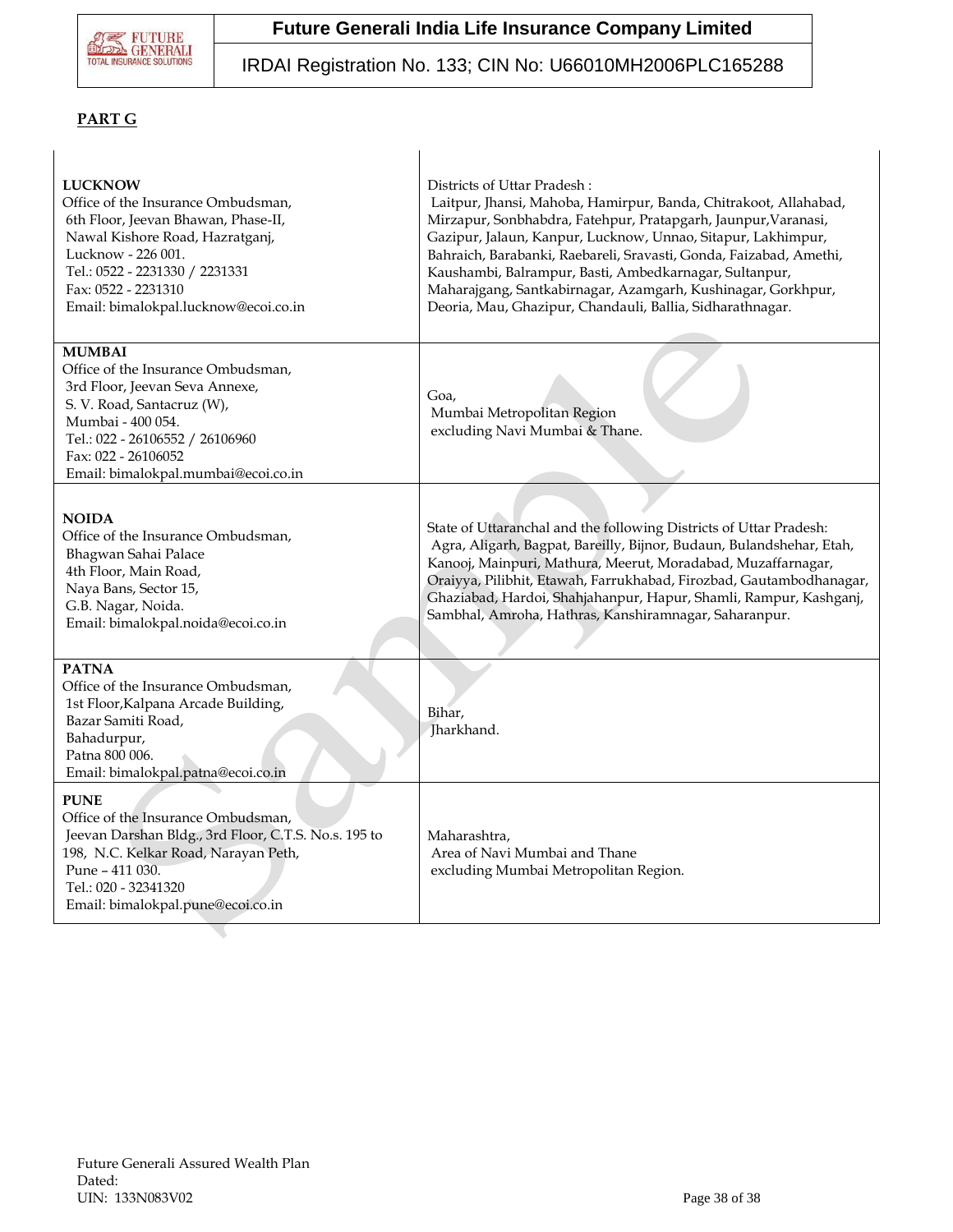**PART G**

| | |
|---|---|
| **LUCKNOW**<br>Office of the Insurance Ombudsman,<br>6th Floor, Jeevan Bhawan, Phase-II,<br>Nawal Kishore Road, Hazratganj,<br>Lucknow - 226 001.<br>Tel.: 0522 - 2231330 / 2231331<br>Fax: 0522 - 2231310<br>Email: bimalokpal.lucknow@ecoi.co.in | Districts of Uttar Pradesh :<br>Laitpur, Jhansi, Mahoba, Hamirpur, Banda, Chitrakoot, Allahabad, Mirzapur, Sonbhabdra, Fatehpur, Pratapgarh, Jaunpur,Varanasi, Gazipur, Jalaun, Kanpur, Lucknow, Unnao, Sitapur, Lakhimpur, Bahraich, Barabanki, Raebareli, Sravasti, Gonda, Faizabad, Amethi, Kaushambi, Balrampur, Basti, Ambedkarnagar, Sultanpur, Maharajgang, Santkabirnagar, Azamgarh, Kushinagar, Gorkhpur, Deoria, Mau, Ghazipur, Chandauli, Ballia, Sidharathnagar. |
| **MUMBAI**<br>Office of the Insurance Ombudsman,<br>3rd Floor, Jeevan Seva Annexe,<br>S. V. Road, Santacruz (W),<br>Mumbai - 400 054.<br>Tel.: 022 - 26106552 / 26106960<br>Fax: 022 - 26106052<br>Email: bimalokpal.mumbai@ecoi.co.in | Goa,<br>Mumbai Metropolitan Region<br>excluding Navi Mumbai & Thane. |
| **NOIDA**<br>Office of the Insurance Ombudsman,<br>Bhagwan Sahai Palace<br>4th Floor, Main Road,<br>Naya Bans, Sector 15,<br>G.B. Nagar, Noida.<br>Email: bimalokpal.noida@ecoi.co.in | State of Uttaranchal and the following Districts of Uttar Pradesh:<br>Agra, Aligarh, Bagpat, Bareilly, Bijnor, Budaun, Bulandshehar, Etah, Kanooj, Mainpuri, Mathura, Meerut, Moradabad, Muzaffarnagar, Oraiyya, Pilibhit, Etawah, Farrukhabad, Firozbad, Gautambodhanagar, Ghaziabad, Hardoi, Shahjahanpur, Hapur, Shamli, Rampur, Kashganj, Sambhal, Amroha, Hathras, Kanshiramnagar, Saharanpur. |
| **PATNA**<br>Office of the Insurance Ombudsman,<br>1st Floor,Kalpana Arcade Building,<br>Bazar Samiti Road,<br>Bahadurpur,<br>Patna 800 006.<br>Email: bimalokpal.patna@ecoi.co.in | Bihar,<br>Jharkhand. |
| **PUNE**<br>Office of the Insurance Ombudsman,<br>Jeevan Darshan Bldg., 3rd Floor, C.T.S. No.s. 195 to 198, N.C. Kelkar Road, Narayan Peth,<br>Pune – 411 030.<br>Tel.: 020 - 32341320<br>Email: bimalokpal.pune@ecoi.co.in | Maharashtra,<br>Area of Navi Mumbai and Thane<br>excluding Mumbai Metropolitan Region. |

Future Generali Assured Wealth Plan
Dated:
UIN: 133N083V02